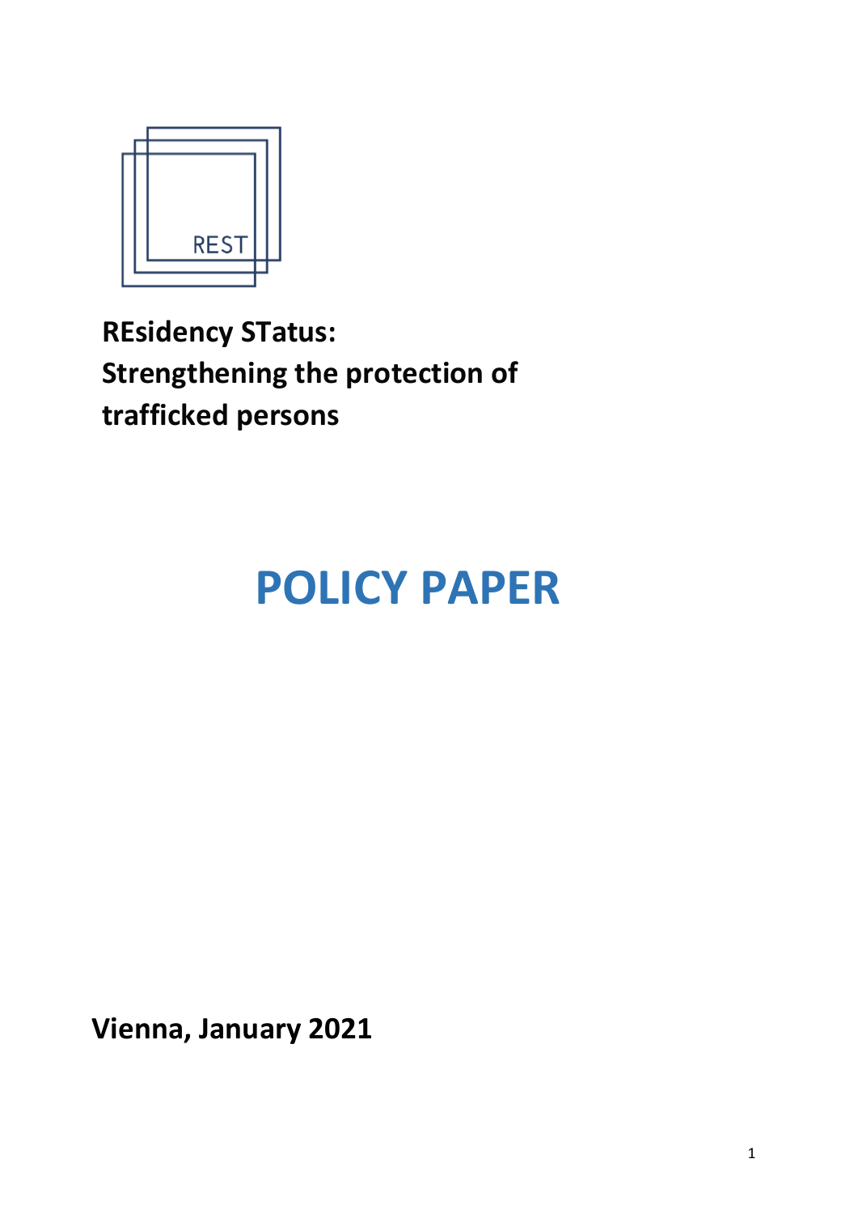REST

**REsidency STatus: Strengthening the protection of trafficked persons**

# POLICY PAPER

**Vienna, January 2021**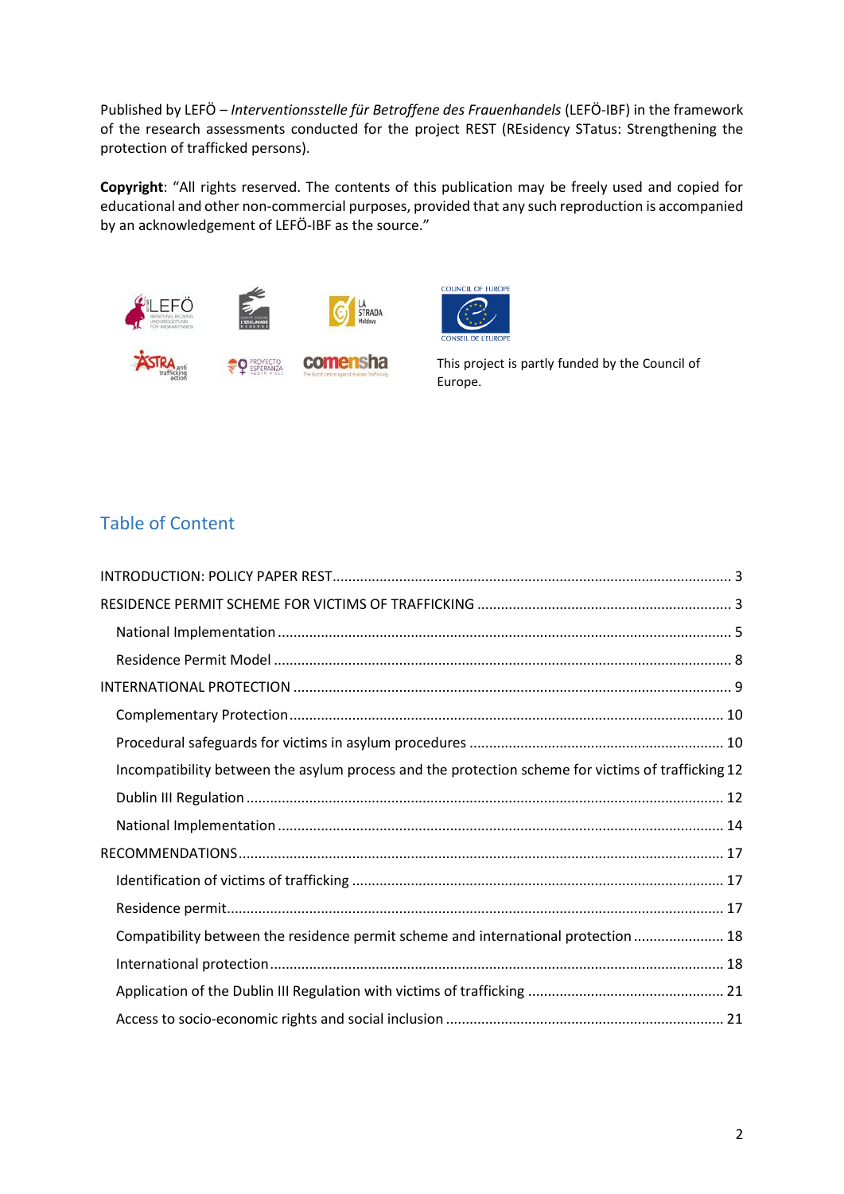Published by LEFÖ – *Interventionsstelle für Betroffene des Frauenhandels* (LEFÖ-IBF) in the framework of the research assessments conducted for the project REST (REsidency STatus: Strengthening the protection of trafficked persons).

**Copyright**: "All rights reserved. The contents of this publication may be freely used and copied for educational and other non-commercial purposes, provided that any such reproduction is accompanied by an acknowledgement of LEFÖ-IBF as the source."

This project is partly funded by the Council of Europe.

## Table of Content

INTRODUCTION: POLICY PAPER REST ..... 3

RESIDENCE PERMIT SCHEME FOR VICTIMS OF TRAFFICKING ..... 3

- National Implementation ..... 5
- Residence Permit Model ..... 8

INTERNATIONAL PROTECTION ..... 9

- Complementary Protection ..... 10
- Procedural safeguards for victims in asylum procedures ..... 10
- Incompatibility between the asylum process and the protection scheme for victims of trafficking ..... 12
- Dublin III Regulation ..... 12
- National Implementation ..... 14

RECOMMENDATIONS ..... 17

- Identification of victims of trafficking ..... 17
- Residence permit ..... 17
- Compatibility between the residence permit scheme and international protection ..... 18
- International protection ..... 18
- Application of the Dublin III Regulation with victims of trafficking ..... 21
- Access to socio-economic rights and social inclusion ..... 21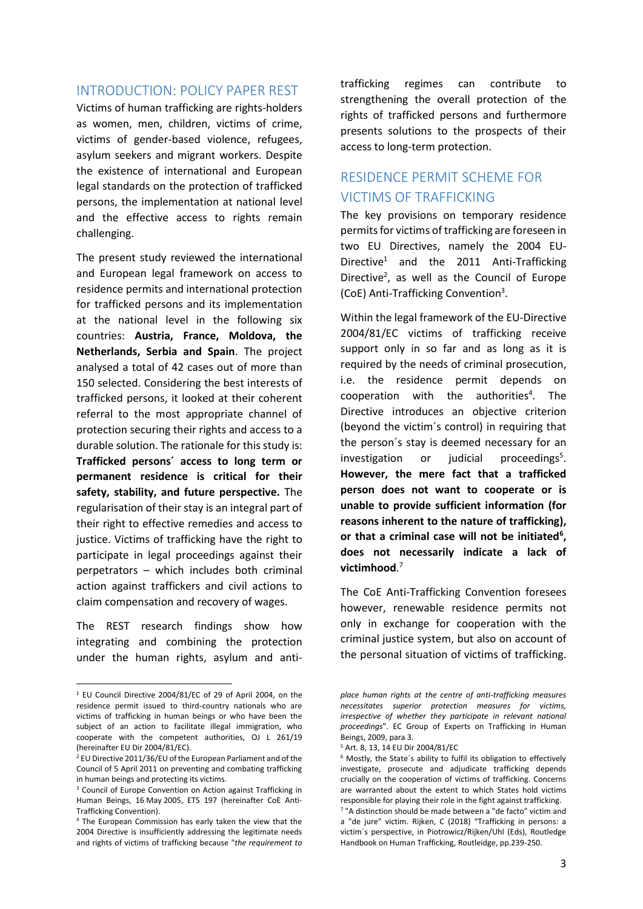## INTRODUCTION: POLICY PAPER REST

Victims of human trafficking are rights-holders as women, men, children, victims of crime, victims of gender-based violence, refugees, asylum seekers and migrant workers. Despite the existence of international and European legal standards on the protection of trafficked persons, the implementation at national level and the effective access to rights remain challenging.

The present study reviewed the international and European legal framework on access to residence permits and international protection for trafficked persons and its implementation at the national level in the following six countries: **Austria, France, Moldova, the Netherlands, Serbia and Spain**. The project analysed a total of 42 cases out of more than 150 selected. Considering the best interests of trafficked persons, it looked at their coherent referral to the most appropriate channel of protection securing their rights and access to a durable solution. The rationale for this study is: **Trafficked persons´ access to long term or permanent residence is critical for their safety, stability, and future perspective.** The regularisation of their stay is an integral part of their right to effective remedies and access to justice. Victims of trafficking have the right to participate in legal proceedings against their perpetrators – which includes both criminal action against traffickers and civil actions to claim compensation and recovery of wages.

The REST research findings show how integrating and combining the protection under the human rights, asylum and anti-trafficking regimes can contribute to strengthening the overall protection of the rights of trafficked persons and furthermore presents solutions to the prospects of their access to long-term protection.

## RESIDENCE PERMIT SCHEME FOR VICTIMS OF TRAFFICKING

The key provisions on temporary residence permits for victims of trafficking are foreseen in two EU Directives, namely the 2004 EU-Directive[1] and the 2011 Anti-Trafficking Directive[2], as well as the Council of Europe (CoE) Anti-Trafficking Convention[3].

Within the legal framework of the EU-Directive 2004/81/EC victims of trafficking receive support only in so far and as long as it is required by the needs of criminal prosecution, i.e. the residence permit depends on cooperation with the authorities[4]. The Directive introduces an objective criterion (beyond the victim´s control) in requiring that the person´s stay is deemed necessary for an investigation or judicial proceedings[5]. **However, the mere fact that a trafficked person does not want to cooperate or is unable to provide sufficient information (for reasons inherent to the nature of trafficking), or that a criminal case will not be initiated[6], does not necessarily indicate a lack of victimhood**.[7]

The CoE Anti-Trafficking Convention foresees however, renewable residence permits not only in exchange for cooperation with the criminal justice system, but also on account of the personal situation of victims of trafficking.

---

[1] EU Council Directive 2004/81/EC of 29 of April 2004, on the residence permit issued to third-country nationals who are victims of trafficking in human beings or who have been the subject of an action to facilitate illegal immigration, who cooperate with the competent authorities, OJ L 261/19 (hereinafter EU Dir 2004/81/EC).

[2] EU Directive 2011/36/EU of the European Parliament and of the Council of 5 April 2011 on preventing and combating trafficking in human beings and protecting its victims.

[3] Council of Europe Convention on Action against Trafficking in Human Beings, 16 May 2005, ETS 197 (hereinafter CoE Anti-Trafficking Convention).

[4] The European Commission has early taken the view that the 2004 Directive is insufficiently addressing the legitimate needs and rights of victims of trafficking because "*the requirement to place human rights at the centre of anti-trafficking measures necessitates superior protection measures for victims, irrespective of whether they participate in relevant national proceedings*". EC Group of Experts on Trafficking in Human Beings, 2009, para 3.

[5] Art. 8, 13, 14 EU Dir 2004/81/EC

[6] Mostly, the State´s ability to fulfil its obligation to effectively investigate, prosecute and adjudicate trafficking depends crucially on the cooperation of victims of trafficking. Concerns are warranted about the extent to which States hold victims responsible for playing their role in the fight against trafficking.

[7] "A distinction should be made between a "de facto" victim and a "de jure" victim. Rijken, C (2018) "Trafficking in persons: a victim´s perspective, in Piotrowicz/Rijken/Uhl (Eds), Routledge Handbook on Human Trafficking, Routleidge, pp.239-250.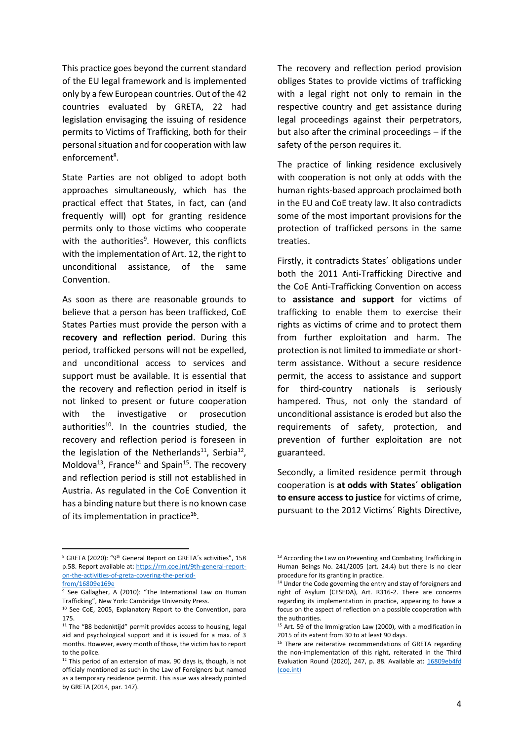This practice goes beyond the current standard of the EU legal framework and is implemented only by a few European countries. Out of the 42 countries evaluated by GRETA, 22 had legislation envisaging the issuing of residence permits to Victims of Trafficking, both for their personal situation and for cooperation with law enforcement[8].

State Parties are not obliged to adopt both approaches simultaneously, which has the practical effect that States, in fact, can (and frequently will) opt for granting residence permits only to those victims who cooperate with the authorities[9]. However, this conflicts with the implementation of Art. 12, the right to unconditional assistance, of the same Convention.

As soon as there are reasonable grounds to believe that a person has been trafficked, CoE States Parties must provide the person with a **recovery and reflection period**. During this period, trafficked persons will not be expelled, and unconditional access to services and support must be available. It is essential that the recovery and reflection period in itself is not linked to present or future cooperation with the investigative or prosecution authorities[10]. In the countries studied, the recovery and reflection period is foreseen in the legislation of the Netherlands[11], Serbia[12], Moldova[13], France[14] and Spain[15]. The recovery and reflection period is still not established in Austria. As regulated in the CoE Convention it has a binding nature but there is no known case of its implementation in practice[16].

The recovery and reflection period provision obliges States to provide victims of trafficking with a legal right not only to remain in the respective country and get assistance during legal proceedings against their perpetrators, but also after the criminal proceedings – if the safety of the person requires it.

The practice of linking residence exclusively with cooperation is not only at odds with the human rights-based approach proclaimed both in the EU and CoE treaty law. It also contradicts some of the most important provisions for the protection of trafficked persons in the same treaties.

Firstly, it contradicts States´ obligations under both the 2011 Anti-Trafficking Directive and the CoE Anti-Trafficking Convention on access to **assistance and support** for victims of trafficking to enable them to exercise their rights as victims of crime and to protect them from further exploitation and harm. The protection is not limited to immediate or short-term assistance. Without a secure residence permit, the access to assistance and support for third-country nationals is seriously hampered. Thus, not only the standard of unconditional assistance is eroded but also the requirements of safety, protection, and prevention of further exploitation are not guaranteed.

Secondly, a limited residence permit through cooperation is **at odds with States´ obligation to ensure access to justice** for victims of crime, pursuant to the 2012 Victims´ Rights Directive,

---

[8] GRETA (2020): "9th General Report on GRETA´s activities", 158 p.58. Report available at: https://rm.coe.int/9th-general-report-on-the-activities-of-greta-covering-the-period-from/16809e169e

[9] See Gallagher, A (2010): "The International Law on Human Trafficking", New York: Cambridge University Press.

[10] See CoE, 2005, Explanatory Report to the Convention, para 175.

[11] The "B8 bedenktijd" permit provides access to housing, legal aid and psychological support and it is issued for a max. of 3 months. However, every month of those, the victim has to report to the police.

[12] This period of an extension of max. 90 days is, though, is not officialy mentioned as such in the Law of Foreigners but named as a temporary residence permit. This issue was already pointed by GRETA (2014, par. 147).

[13] According the Law on Preventing and Combating Trafficking in Human Beings No. 241/2005 (art. 24.4) but there is no clear procedure for its granting in practice.

[14] Under the Code governing the entry and stay of foreigners and right of Asylum (CESEDA), Art. R316-2. There are concerns regarding its implementation in practice, appearing to have a focus on the aspect of reflection on a possible cooperation with the authorities.

[15] Art. 59 of the Immigration Law (2000), with a modification in 2015 of its extent from 30 to at least 90 days.

[16] There are reiterative recommendations of GRETA regarding the non-implementation of this right, reiterated in the Third Evaluation Round (2020), 247, p. 88. Available at: 16809eb4fd (coe.int)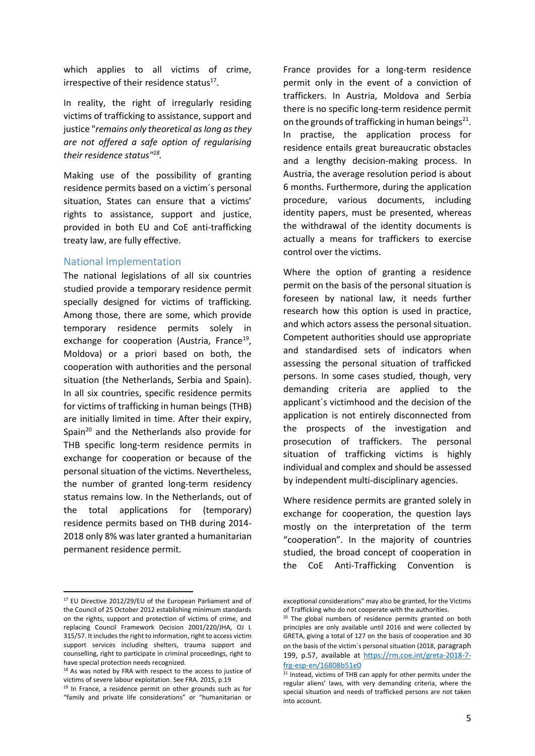which applies to all victims of crime, irrespective of their residence status[17].

In reality, the right of irregularly residing victims of trafficking to assistance, support and justice "*remains only theoretical as long as they are not offered a safe option of regularising their residence status*"[18].

Making use of the possibility of granting residence permits based on a victim´s personal situation, States can ensure that a victims' rights to assistance, support and justice, provided in both EU and CoE anti-trafficking treaty law, are fully effective.

## National Implementation

The national legislations of all six countries studied provide a temporary residence permit specially designed for victims of trafficking. Among those, there are some, which provide temporary residence permits solely in exchange for cooperation (Austria, France[19], Moldova) or a priori based on both, the cooperation with authorities and the personal situation (the Netherlands, Serbia and Spain). In all six countries, specific residence permits for victims of trafficking in human beings (THB) are initially limited in time. After their expiry, Spain[20] and the Netherlands also provide for THB specific long-term residence permits in exchange for cooperation or because of the personal situation of the victims. Nevertheless, the number of granted long-term residency status remains low. In the Netherlands, out of the total applications for (temporary) residence permits based on THB during 2014-2018 only 8% was later granted a humanitarian permanent residence permit.

France provides for a long-term residence permit only in the event of a conviction of traffickers. In Austria, Moldova and Serbia there is no specific long-term residence permit on the grounds of trafficking in human beings[21]. In practise, the application process for residence entails great bureaucratic obstacles and a lengthy decision-making process. In Austria, the average resolution period is about 6 months. Furthermore, during the application procedure, various documents, including identity papers, must be presented, whereas the withdrawal of the identity documents is actually a means for traffickers to exercise control over the victims.

Where the option of granting a residence permit on the basis of the personal situation is foreseen by national law, it needs further research how this option is used in practice, and which actors assess the personal situation. Competent authorities should use appropriate and standardised sets of indicators when assessing the personal situation of trafficked persons. In some cases studied, though, very demanding criteria are applied to the applicant´s victimhood and the decision of the application is not entirely disconnected from the prospects of the investigation and prosecution of traffickers. The personal situation of trafficking victims is highly individual and complex and should be assessed by independent multi-disciplinary agencies.

Where residence permits are granted solely in exchange for cooperation, the question lays mostly on the interpretation of the term "cooperation". In the majority of countries studied, the broad concept of cooperation in the CoE Anti-Trafficking Convention is

---

[17] EU Directive 2012/29/EU of the European Parliament and of the Council of 25 October 2012 establishing minimum standards on the rights, support and protection of victims of crime, and replacing Council Framework Decision 2001/220/JHA, OJ L 315/57. It includes the right to information, right to access victim support services including shelters, trauma support and counselling, right to participate in criminal proceedings, right to have special protection needs recognized.

[18] As was noted by FRA with respect to the access to justice of victims of severe labour exploitation. See FRA. 2015, p.19

[19] In France, a residence permit on other grounds such as for "family and private life considerations" or "humanitarian or exceptional considerations" may also be granted, for the Victims of Trafficking who do not cooperate with the authorities.

[20] The global numbers of residence permits granted on both principles are only available until 2016 and were collected by GRETA, giving a total of 127 on the basis of cooperation and 30 on the basis of the victim´s personal situation (2018, paragraph 199, p.57, available at https://rm.coe.int/greta-2018-7-frg-esp-en/16808b51e0

[21] Instead, victims of THB can apply for other permits under the regular aliens' laws, with very demanding criteria, where the special situation and needs of trafficked persons are not taken into account.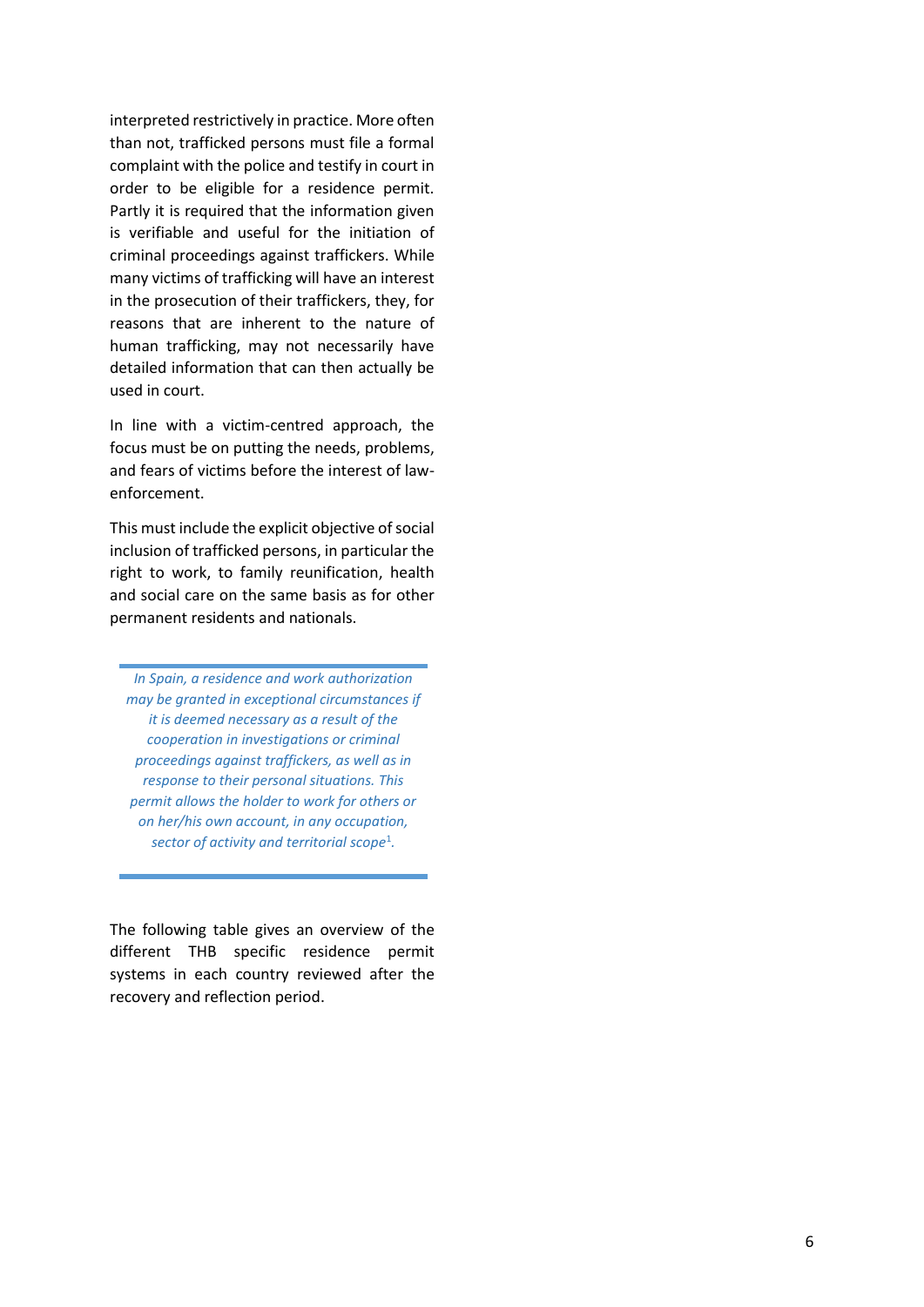interpreted restrictively in practice. More often than not, trafficked persons must file a formal complaint with the police and testify in court in order to be eligible for a residence permit. Partly it is required that the information given is verifiable and useful for the initiation of criminal proceedings against traffickers. While many victims of trafficking will have an interest in the prosecution of their traffickers, they, for reasons that are inherent to the nature of human trafficking, may not necessarily have detailed information that can then actually be used in court.

In line with a victim-centred approach, the focus must be on putting the needs, problems, and fears of victims before the interest of law-enforcement.

This must include the explicit objective of social inclusion of trafficked persons, in particular the right to work, to family reunification, health and social care on the same basis as for other permanent residents and nationals.

> *In Spain, a residence and work authorization may be granted in exceptional circumstances if it is deemed necessary as a result of the cooperation in investigations or criminal proceedings against traffickers, as well as in response to their personal situations. This permit allows the holder to work for others or on her/his own account, in any occupation, sector of activity and territorial scope*[1]*.*

The following table gives an overview of the different THB specific residence permit systems in each country reviewed after the recovery and reflection period.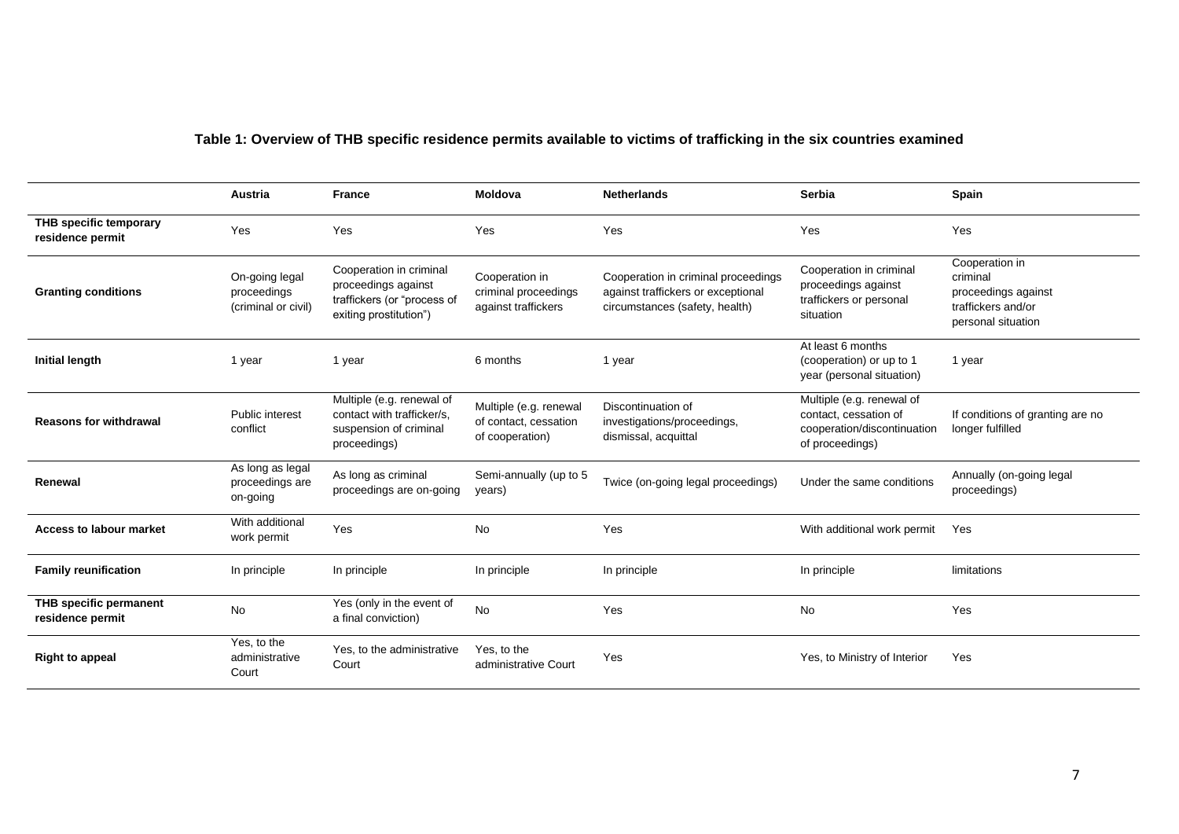**Table 1: Overview of THB specific residence permits available to victims of trafficking in the six countries examined**

| | Austria | France | Moldova | Netherlands | Serbia | Spain |
|---|---|---|---|---|---|---|
| **THB specific temporary residence permit** | Yes | Yes | Yes | Yes | Yes | Yes |
| **Granting conditions** | On-going legal proceedings (criminal or civil) | Cooperation in criminal proceedings against traffickers (or "process of exiting prostitution") | Cooperation in criminal proceedings against traffickers | Cooperation in criminal proceedings against traffickers or exceptional circumstances (safety, health) | Cooperation in criminal proceedings against traffickers or personal situation | Cooperation in criminal proceedings against traffickers and/or personal situation |
| **Initial length** | 1 year | 1 year | 6 months | 1 year | At least 6 months (cooperation) or up to 1 year (personal situation) | 1 year |
| **Reasons for withdrawal** | Public interest conflict | Multiple (e.g. renewal of contact with trafficker/s, suspension of criminal proceedings) | Multiple (e.g. renewal of contact, cessation of cooperation) | Discontinuation of investigations/proceedings, dismissal, acquittal | Multiple (e.g. renewal of contact, cessation of cooperation/discontinuation of proceedings) | If conditions of granting are no longer fulfilled |
| **Renewal** | As long as legal proceedings are on-going | As long as criminal proceedings are on-going | Semi-annually (up to 5 years) | Twice (on-going legal proceedings) | Under the same conditions | Annually (on-going legal proceedings) |
| **Access to labour market** | With additional work permit | Yes | No | Yes | With additional work permit | Yes |
| **Family reunification** | In principle | In principle | In principle | In principle | In principle | limitations |
| **THB specific permanent residence permit** | No | Yes (only in the event of a final conviction) | No | Yes | No | Yes |
| **Right to appeal** | Yes, to the administrative Court | Yes, to the administrative Court | Yes, to the administrative Court | Yes | Yes, to Ministry of Interior | Yes |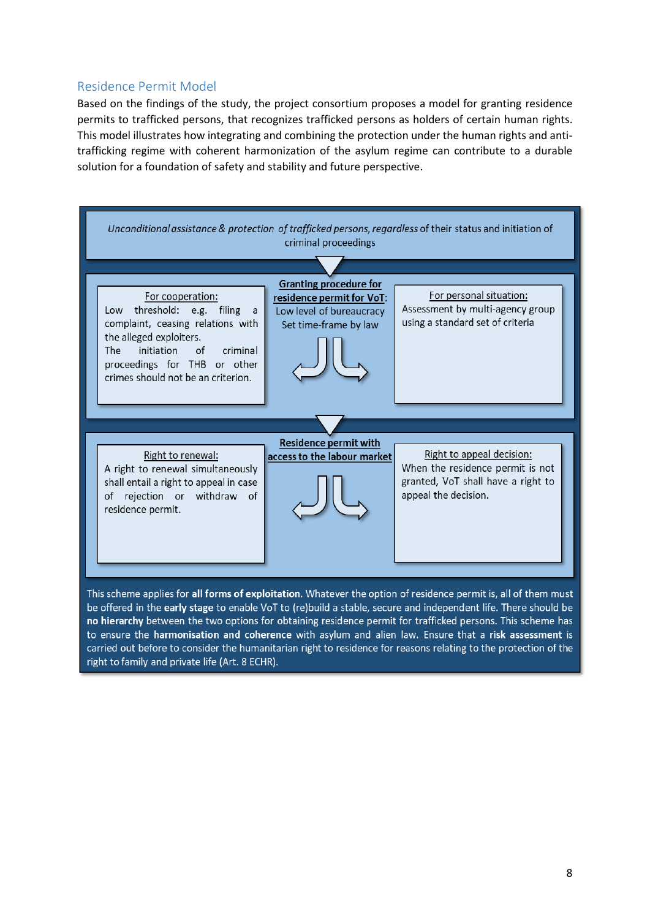## Residence Permit Model

Based on the findings of the study, the project consortium proposes a model for granting residence permits to trafficked persons, that recognizes trafficked persons as holders of certain human rights. This model illustrates how integrating and combining the protection under the human rights and anti-trafficking regime with coherent harmonization of the asylum regime can contribute to a durable solution for a foundation of safety and stability and future perspective.

*Unconditional assistance & protection of trafficked persons, regardless* of their status and initiation of criminal proceedings

**Granting procedure for residence permit for VoT:**
Low level of bureaucracy
Set time-frame by law

For cooperation:
Low threshold: e.g. filing a complaint, ceasing relations with the alleged exploiters.
The initiation of criminal proceedings for THB or other crimes should not be an criterion.

For personal situation:
Assessment by multi-agency group using a standard set of criteria

**Residence permit with access to the labour market**

Right to renewal:
A right to renewal simultaneously shall entail a right to appeal in case of rejection or withdraw of residence permit.

Right to appeal decision:
When the residence permit is not granted, VoT shall have a right to appeal the decision.

This scheme applies for **all forms of exploitation**. Whatever the option of residence permit is, all of them must be offered in the **early stage** to enable VoT to (re)build a stable, secure and independent life. There should be **no hierarchy** between the two options for obtaining residence permit for trafficked persons. This scheme has to ensure the **harmonisation and coherence** with asylum and alien law. Ensure that a **risk assessment** is carried out before to consider the humanitarian right to residence for reasons relating to the protection of the right to family and private life (Art. 8 ECHR).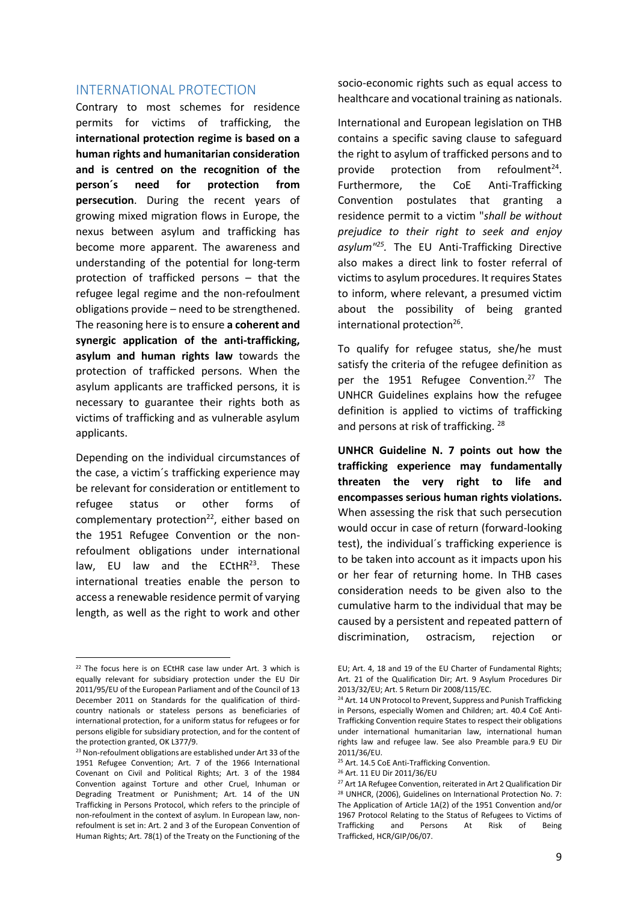## INTERNATIONAL PROTECTION

Contrary to most schemes for residence permits for victims of trafficking, the **international protection regime is based on a human rights and humanitarian consideration and is centred on the recognition of the person´s need for protection from persecution**. During the recent years of growing mixed migration flows in Europe, the nexus between asylum and trafficking has become more apparent. The awareness and understanding of the potential for long-term protection of trafficked persons – that the refugee legal regime and the non-refoulment obligations provide – need to be strengthened. The reasoning here is to ensure **a coherent and synergic application of the anti-trafficking, asylum and human rights law** towards the protection of trafficked persons. When the asylum applicants are trafficked persons, it is necessary to guarantee their rights both as victims of trafficking and as vulnerable asylum applicants.

Depending on the individual circumstances of the case, a victim´s trafficking experience may be relevant for consideration or entitlement to refugee status or other forms of complementary protection[22], either based on the 1951 Refugee Convention or the non-refoulment obligations under international law, EU law and the ECtHR[23]. These international treaties enable the person to access a renewable residence permit of varying length, as well as the right to work and other socio-economic rights such as equal access to healthcare and vocational training as nationals.

International and European legislation on THB contains a specific saving clause to safeguard the right to asylum of trafficked persons and to provide protection from refoulment[24]. Furthermore, the CoE Anti-Trafficking Convention postulates that granting a residence permit to a victim "*shall be without prejudice to their right to seek and enjoy asylum"[25].* The EU Anti-Trafficking Directive also makes a direct link to foster referral of victims to asylum procedures. It requires States to inform, where relevant, a presumed victim about the possibility of being granted international protection[26].

To qualify for refugee status, she/he must satisfy the criteria of the refugee definition as per the 1951 Refugee Convention.[27] The UNHCR Guidelines explains how the refugee definition is applied to victims of trafficking and persons at risk of trafficking. [28]

**UNHCR Guideline N. 7 points out how the trafficking experience may fundamentally threaten the very right to life and encompasses serious human rights violations.** When assessing the risk that such persecution would occur in case of return (forward-looking test), the individual´s trafficking experience is to be taken into account as it impacts upon his or her fear of returning home. In THB cases consideration needs to be given also to the cumulative harm to the individual that may be caused by a persistent and repeated pattern of discrimination, ostracism, rejection or

---

[22] The focus here is on ECtHR case law under Art. 3 which is equally relevant for subsidiary protection under the EU Dir 2011/95/EU of the European Parliament and of the Council of 13 December 2011 on Standards for the qualification of third-country nationals or stateless persons as beneficiaries of international protection, for a uniform status for refugees or for persons eligible for subsidiary protection, and for the content of the protection granted, OK L377/9.

[23] Non-refoulment obligations are established under Art 33 of the 1951 Refugee Convention; Art. 7 of the 1966 International Covenant on Civil and Political Rights; Art. 3 of the 1984 Convention against Torture and other Cruel, Inhuman or Degrading Treatment or Punishment; Art. 14 of the UN Trafficking in Persons Protocol, which refers to the principle of non-refoulment in the context of asylum. In European law, non-refoulment is set in: Art. 2 and 3 of the European Convention of Human Rights; Art. 78(1) of the Treaty on the Functioning of the EU; Art. 4, 18 and 19 of the EU Charter of Fundamental Rights; Art. 21 of the Qualification Dir; Art. 9 Asylum Procedures Dir 2013/32/EU; Art. 5 Return Dir 2008/115/EC.

[24] Art. 14 UN Protocol to Prevent, Suppress and Punish Trafficking in Persons, especially Women and Children; art. 40.4 CoE Anti-Trafficking Convention require States to respect their obligations under international humanitarian law, international human rights law and refugee law. See also Preamble para.9 EU Dir 2011/36/EU.

[25] Art. 14.5 CoE Anti-Trafficking Convention.

[26] Art. 11 EU Dir 2011/36/EU

[27] Art 1A Refugee Convention, reiterated in Art 2 Qualification Dir

[28] UNHCR, (2006), Guidelines on International Protection No. 7: The Application of Article 1A(2) of the 1951 Convention and/or 1967 Protocol Relating to the Status of Refugees to Victims of Trafficking and Persons At Risk of Being Trafficked, HCR/GIP/06/07.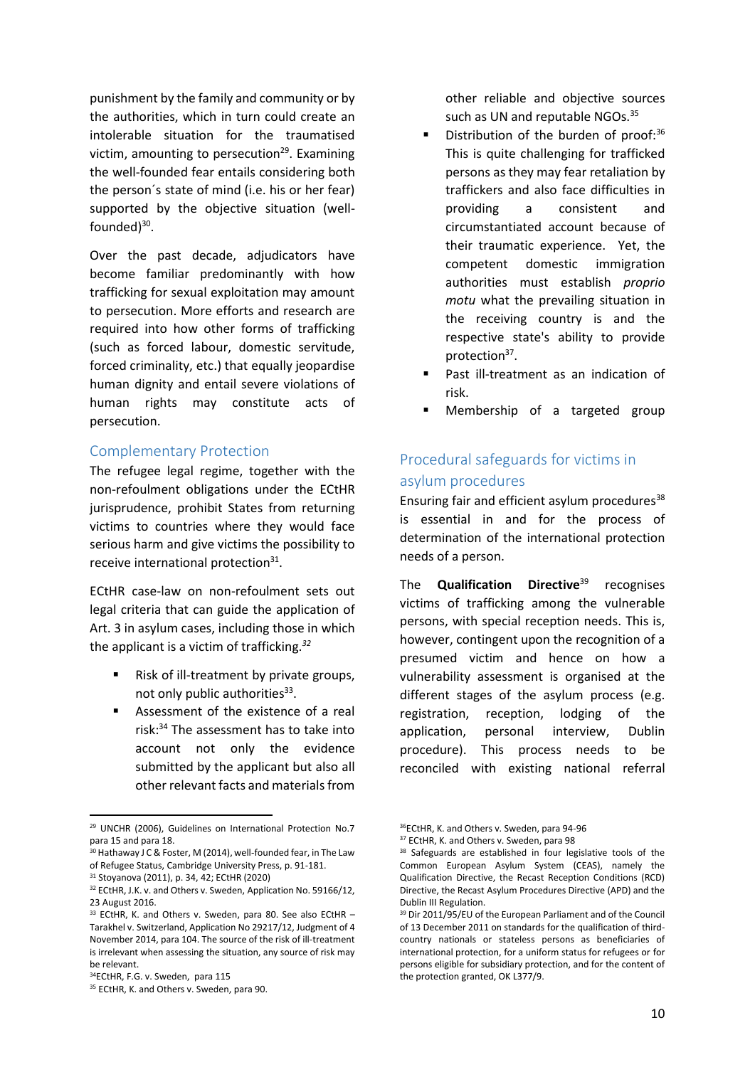punishment by the family and community or by the authorities, which in turn could create an intolerable situation for the traumatised victim, amounting to persecution[29]. Examining the well-founded fear entails considering both the person´s state of mind (i.e. his or her fear) supported by the objective situation (well-founded)[30].

Over the past decade, adjudicators have become familiar predominantly with how trafficking for sexual exploitation may amount to persecution. More efforts and research are required into how other forms of trafficking (such as forced labour, domestic servitude, forced criminality, etc.) that equally jeopardise human dignity and entail severe violations of human rights may constitute acts of persecution.

## Complementary Protection

The refugee legal regime, together with the non-refoulment obligations under the ECtHR jurisprudence, prohibit States from returning victims to countries where they would face serious harm and give victims the possibility to receive international protection[31].

ECtHR case-law on non-refoulment sets out legal criteria that can guide the application of Art. 3 in asylum cases, including those in which the applicant is a victim of trafficking.[32]

- Risk of ill-treatment by private groups, not only public authorities[33].
- Assessment of the existence of a real risk:[34] The assessment has to take into account not only the evidence submitted by the applicant but also all other relevant facts and materials from other reliable and objective sources such as UN and reputable NGOs.[35]
- Distribution of the burden of proof:[36] This is quite challenging for trafficked persons as they may fear retaliation by traffickers and also face difficulties in providing a consistent and circumstantiated account because of their traumatic experience. Yet, the competent domestic immigration authorities must establish *proprio motu* what the prevailing situation in the receiving country is and the respective state's ability to provide protection[37].
- Past ill-treatment as an indication of risk.
- Membership of a targeted group

## Procedural safeguards for victims in asylum procedures

Ensuring fair and efficient asylum procedures[38] is essential in and for the process of determination of the international protection needs of a person.

The **Qualification Directive**[39] recognises victims of trafficking among the vulnerable persons, with special reception needs. This is, however, contingent upon the recognition of a presumed victim and hence on how a vulnerability assessment is organised at the different stages of the asylum process (e.g. registration, reception, lodging of the application, personal interview, Dublin procedure). This process needs to be reconciled with existing national referral

---

[29] UNCHR (2006), Guidelines on International Protection No.7 para 15 and para 18.

[30] Hathaway J C & Foster, M (2014), well-founded fear, in The Law of Refugee Status, Cambridge University Press, p. 91-181.

[31] Stoyanova (2011), p. 34, 42; ECtHR (2020)

[32] ECtHR, J.K. v. and Others v. Sweden, Application No. 59166/12, 23 August 2016.

[33] ECtHR, K. and Others v. Sweden, para 80. See also ECtHR – Tarakhel v. Switzerland, Application No 29217/12, Judgment of 4 November 2014, para 104. The source of the risk of ill-treatment is irrelevant when assessing the situation, any source of risk may be relevant.

[34] ECtHR, F.G. v. Sweden, para 115

[35] ECtHR, K. and Others v. Sweden, para 90.

[36] ECtHR, K. and Others v. Sweden, para 94-96

[37] ECtHR, K. and Others v. Sweden, para 98

[38] Safeguards are established in four legislative tools of the Common European Asylum System (CEAS), namely the Qualification Directive, the Recast Reception Conditions (RCD) Directive, the Recast Asylum Procedures Directive (APD) and the Dublin III Regulation.

[39] Dir 2011/95/EU of the European Parliament and of the Council of 13 December 2011 on standards for the qualification of third-country nationals or stateless persons as beneficiaries of international protection, for a uniform status for refugees or for persons eligible for subsidiary protection, and for the content of the protection granted, OK L377/9.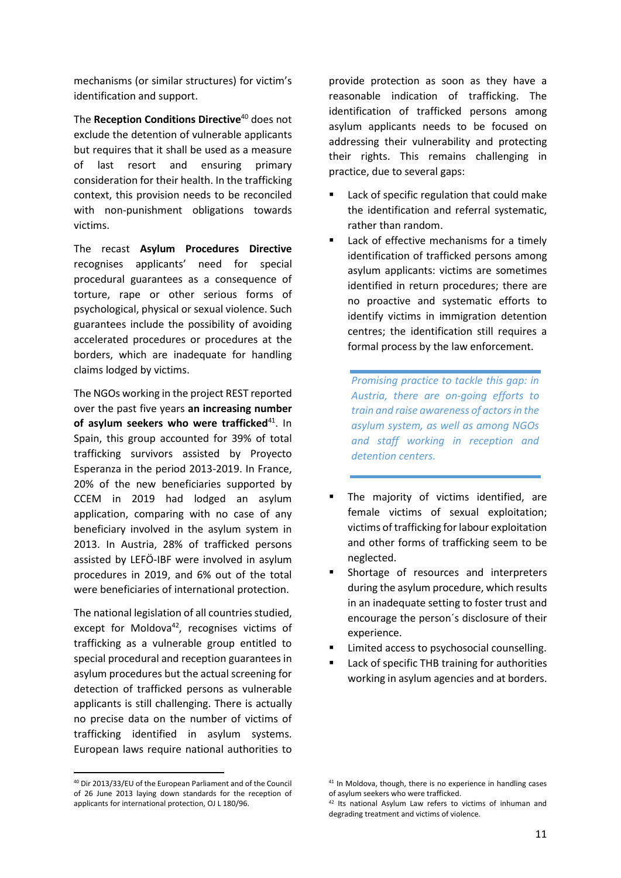mechanisms (or similar structures) for victim's identification and support.

The **Reception Conditions Directive**[40] does not exclude the detention of vulnerable applicants but requires that it shall be used as a measure of last resort and ensuring primary consideration for their health. In the trafficking context, this provision needs to be reconciled with non-punishment obligations towards victims.

The recast **Asylum Procedures Directive** recognises applicants' need for special procedural guarantees as a consequence of torture, rape or other serious forms of psychological, physical or sexual violence. Such guarantees include the possibility of avoiding accelerated procedures or procedures at the borders, which are inadequate for handling claims lodged by victims.

The NGOs working in the project REST reported over the past five years **an increasing number of asylum seekers who were trafficked**[41]. In Spain, this group accounted for 39% of total trafficking survivors assisted by Proyecto Esperanza in the period 2013-2019. In France, 20% of the new beneficiaries supported by CCEM in 2019 had lodged an asylum application, comparing with no case of any beneficiary involved in the asylum system in 2013. In Austria, 28% of trafficked persons assisted by LEFÖ-IBF were involved in asylum procedures in 2019, and 6% out of the total were beneficiaries of international protection.

The national legislation of all countries studied, except for Moldova[42], recognises victims of trafficking as a vulnerable group entitled to special procedural and reception guarantees in asylum procedures but the actual screening for detection of trafficked persons as vulnerable applicants is still challenging. There is actually no precise data on the number of victims of trafficking identified in asylum systems. European laws require national authorities to provide protection as soon as they have a reasonable indication of trafficking. The identification of trafficked persons among asylum applicants needs to be focused on addressing their vulnerability and protecting their rights. This remains challenging in practice, due to several gaps:

- Lack of specific regulation that could make the identification and referral systematic, rather than random.
- Lack of effective mechanisms for a timely identification of trafficked persons among asylum applicants: victims are sometimes identified in return procedures; there are no proactive and systematic efforts to identify victims in immigration detention centres; the identification still requires a formal process by the law enforcement.

*Promising practice to tackle this gap: in Austria, there are on-going efforts to train and raise awareness of actors in the asylum system, as well as among NGOs and staff working in reception and detention centers.*

- The majority of victims identified, are female victims of sexual exploitation; victims of trafficking for labour exploitation and other forms of trafficking seem to be neglected.
- Shortage of resources and interpreters during the asylum procedure, which results in an inadequate setting to foster trust and encourage the person´s disclosure of their experience.
- Limited access to psychosocial counselling.
- Lack of specific THB training for authorities working in asylum agencies and at borders.

---

[40] Dir 2013/33/EU of the European Parliament and of the Council of 26 June 2013 laying down standards for the reception of applicants for international protection, OJ L 180/96.

[41] In Moldova, though, there is no experience in handling cases of asylum seekers who were trafficked.

[42] Its national Asylum Law refers to victims of inhuman and degrading treatment and victims of violence.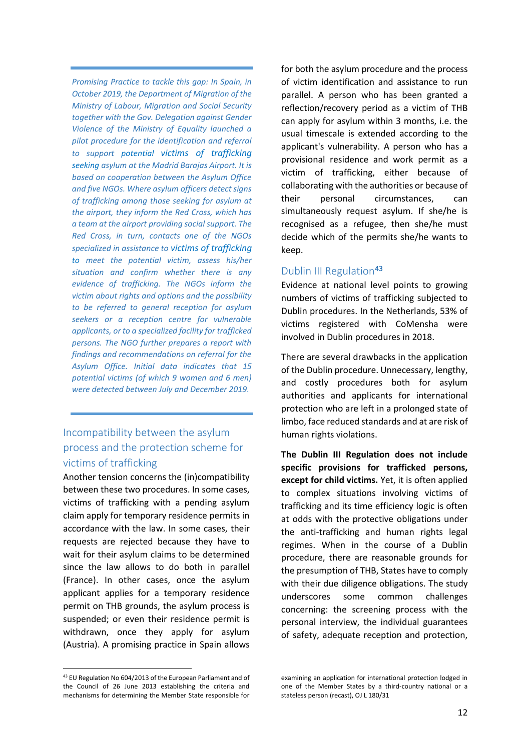*Promising Practice to tackle this gap: In Spain, in October 2019, the Department of Migration of the Ministry of Labour, Migration and Social Security together with the Gov. Delegation against Gender Violence of the Ministry of Equality launched a pilot procedure for the identification and referral to support potential victims of trafficking seeking asylum at the Madrid Barajas Airport. It is based on cooperation between the Asylum Office and five NGOs. Where asylum officers detect signs of trafficking among those seeking for asylum at the airport, they inform the Red Cross, which has a team at the airport providing social support. The Red Cross, in turn, contacts one of the NGOs specialized in assistance to victims of trafficking to meet the potential victim, assess his/her situation and confirm whether there is any evidence of trafficking. The NGOs inform the victim about rights and options and the possibility to be referred to general reception for asylum seekers or a reception centre for vulnerable applicants, or to a specialized facility for trafficked persons. The NGO further prepares a report with findings and recommendations on referral for the Asylum Office. Initial data indicates that 15 potential victims (of which 9 women and 6 men) were detected between July and December 2019.*

## Incompatibility between the asylum process and the protection scheme for victims of trafficking

Another tension concerns the (in)compatibility between these two procedures. In some cases, victims of trafficking with a pending asylum claim apply for temporary residence permits in accordance with the law. In some cases, their requests are rejected because they have to wait for their asylum claims to be determined since the law allows to do both in parallel (France). In other cases, once the asylum applicant applies for a temporary residence permit on THB grounds, the asylum process is suspended; or even their residence permit is withdrawn, once they apply for asylum (Austria). A promising practice in Spain allows for both the asylum procedure and the process of victim identification and assistance to run parallel. A person who has been granted a reflection/recovery period as a victim of THB can apply for asylum within 3 months, i.e. the usual timescale is extended according to the applicant's vulnerability. A person who has a provisional residence and work permit as a victim of trafficking, either because of collaborating with the authorities or because of their personal circumstances, can simultaneously request asylum. If she/he is recognised as a refugee, then she/he must decide which of the permits she/he wants to keep.

## Dublin III Regulation[43]

Evidence at national level points to growing numbers of victims of trafficking subjected to Dublin procedures. In the Netherlands, 53% of victims registered with CoMensha were involved in Dublin procedures in 2018.

There are several drawbacks in the application of the Dublin procedure. Unnecessary, lengthy, and costly procedures both for asylum authorities and applicants for international protection who are left in a prolonged state of limbo, face reduced standards and at are risk of human rights violations.

**The Dublin III Regulation does not include specific provisions for trafficked persons, except for child victims.** Yet, it is often applied to complex situations involving victims of trafficking and its time efficiency logic is often at odds with the protective obligations under the anti-trafficking and human rights legal regimes. When in the course of a Dublin procedure, there are reasonable grounds for the presumption of THB, States have to comply with their due diligence obligations. The study underscores some common challenges concerning: the screening process with the personal interview, the individual guarantees of safety, adequate reception and protection,

[43] EU Regulation No 604/2013 of the European Parliament and of the Council of 26 June 2013 establishing the criteria and mechanisms for determining the Member State responsible for examining an application for international protection lodged in one of the Member States by a third-country national or a stateless person (recast), OJ L 180/31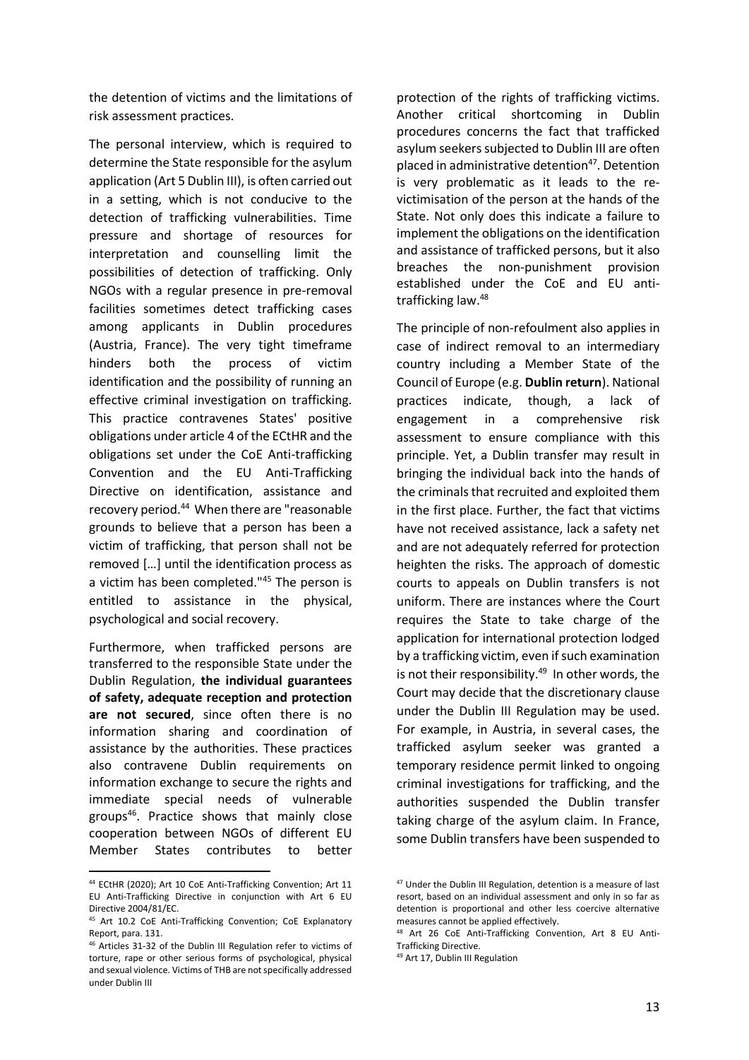the detention of victims and the limitations of risk assessment practices.

The personal interview, which is required to determine the State responsible for the asylum application (Art 5 Dublin III), is often carried out in a setting, which is not conducive to the detection of trafficking vulnerabilities. Time pressure and shortage of resources for interpretation and counselling limit the possibilities of detection of trafficking. Only NGOs with a regular presence in pre-removal facilities sometimes detect trafficking cases among applicants in Dublin procedures (Austria, France). The very tight timeframe hinders both the process of victim identification and the possibility of running an effective criminal investigation on trafficking. This practice contravenes States' positive obligations under article 4 of the ECtHR and the obligations set under the CoE Anti-trafficking Convention and the EU Anti-Trafficking Directive on identification, assistance and recovery period.[44] When there are "reasonable grounds to believe that a person has been a victim of trafficking, that person shall not be removed […] until the identification process as a victim has been completed."[45] The person is entitled to assistance in the physical, psychological and social recovery.

Furthermore, when trafficked persons are transferred to the responsible State under the Dublin Regulation, **the individual guarantees of safety, adequate reception and protection are not secured**, since often there is no information sharing and coordination of assistance by the authorities. These practices also contravene Dublin requirements on information exchange to secure the rights and immediate special needs of vulnerable groups[46]. Practice shows that mainly close cooperation between NGOs of different EU Member States contributes to better protection of the rights of trafficking victims. Another critical shortcoming in Dublin procedures concerns the fact that trafficked asylum seekers subjected to Dublin III are often placed in administrative detention[47]. Detention is very problematic as it leads to the re-victimisation of the person at the hands of the State. Not only does this indicate a failure to implement the obligations on the identification and assistance of trafficked persons, but it also breaches the non-punishment provision established under the CoE and EU anti-trafficking law.[48]

The principle of non-refoulment also applies in case of indirect removal to an intermediary country including a Member State of the Council of Europe (e.g. **Dublin return**). National practices indicate, though, a lack of engagement in a comprehensive risk assessment to ensure compliance with this principle. Yet, a Dublin transfer may result in bringing the individual back into the hands of the criminals that recruited and exploited them in the first place. Further, the fact that victims have not received assistance, lack a safety net and are not adequately referred for protection heighten the risks. The approach of domestic courts to appeals on Dublin transfers is not uniform. There are instances where the Court requires the State to take charge of the application for international protection lodged by a trafficking victim, even if such examination is not their responsibility.[49] In other words, the Court may decide that the discretionary clause under the Dublin III Regulation may be used. For example, in Austria, in several cases, the trafficked asylum seeker was granted a temporary residence permit linked to ongoing criminal investigations for trafficking, and the authorities suspended the Dublin transfer taking charge of the asylum claim. In France, some Dublin transfers have been suspended to

---

[44] ECtHR (2020); Art 10 CoE Anti-Trafficking Convention; Art 11 EU Anti-Trafficking Directive in conjunction with Art 6 EU Directive 2004/81/EC.

[45] Art 10.2 CoE Anti-Trafficking Convention; CoE Explanatory Report, para. 131.

[46] Articles 31-32 of the Dublin III Regulation refer to victims of torture, rape or other serious forms of psychological, physical and sexual violence. Victims of THB are not specifically addressed under Dublin III

[47] Under the Dublin III Regulation, detention is a measure of last resort, based on an individual assessment and only in so far as detention is proportional and other less coercive alternative measures cannot be applied effectively.

[48] Art 26 CoE Anti-Trafficking Convention, Art 8 EU Anti-Trafficking Directive.

[49] Art 17, Dublin III Regulation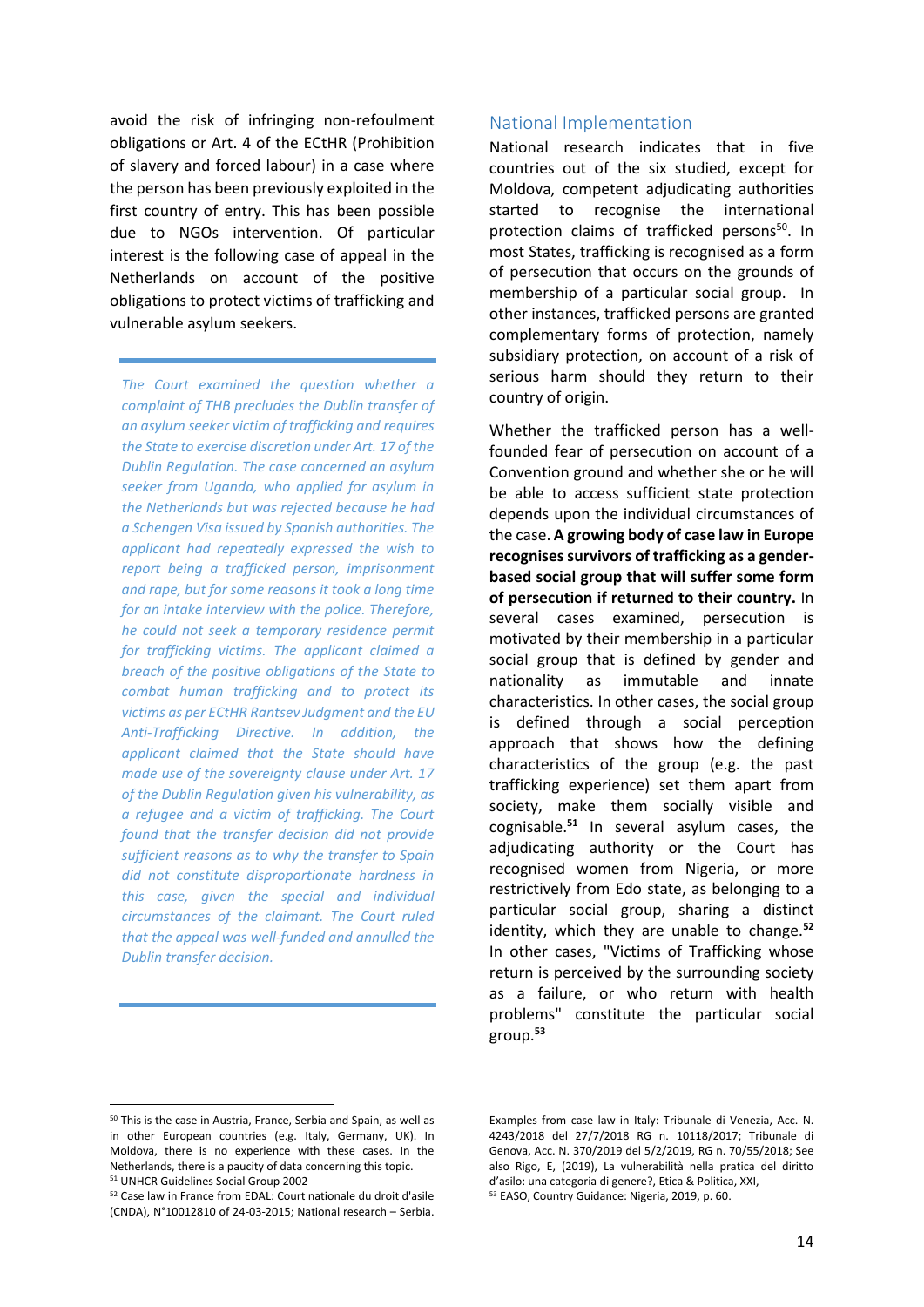avoid the risk of infringing non-refoulment obligations or Art. 4 of the ECtHR (Prohibition of slavery and forced labour) in a case where the person has been previously exploited in the first country of entry. This has been possible due to NGOs intervention. Of particular interest is the following case of appeal in the Netherlands on account of the positive obligations to protect victims of trafficking and vulnerable asylum seekers.

> *The Court examined the question whether a complaint of THB precludes the Dublin transfer of an asylum seeker victim of trafficking and requires the State to exercise discretion under Art. 17 of the Dublin Regulation. The case concerned an asylum seeker from Uganda, who applied for asylum in the Netherlands but was rejected because he had a Schengen Visa issued by Spanish authorities. The applicant had repeatedly expressed the wish to report being a trafficked person, imprisonment and rape, but for some reasons it took a long time for an intake interview with the police. Therefore, he could not seek a temporary residence permit for trafficking victims. The applicant claimed a breach of the positive obligations of the State to combat human trafficking and to protect its victims as per ECtHR Rantsev Judgment and the EU Anti-Trafficking Directive. In addition, the applicant claimed that the State should have made use of the sovereignty clause under Art. 17 of the Dublin Regulation given his vulnerability, as a refugee and a victim of trafficking. The Court found that the transfer decision did not provide sufficient reasons as to why the transfer to Spain did not constitute disproportionate hardness in this case, given the special and individual circumstances of the claimant. The Court ruled that the appeal was well-funded and annulled the Dublin transfer decision.*

## National Implementation

National research indicates that in five countries out of the six studied, except for Moldova, competent adjudicating authorities started to recognise the international protection claims of trafficked persons[50]. In most States, trafficking is recognised as a form of persecution that occurs on the grounds of membership of a particular social group. In other instances, trafficked persons are granted complementary forms of protection, namely subsidiary protection, on account of a risk of serious harm should they return to their country of origin.

Whether the trafficked person has a well-founded fear of persecution on account of a Convention ground and whether she or he will be able to access sufficient state protection depends upon the individual circumstances of the case. **A growing body of case law in Europe recognises survivors of trafficking as a gender-based social group that will suffer some form of persecution if returned to their country.** In several cases examined, persecution is motivated by their membership in a particular social group that is defined by gender and nationality as immutable and innate characteristics. In other cases, the social group is defined through a social perception approach that shows how the defining characteristics of the group (e.g. the past trafficking experience) set them apart from society, make them socially visible and cognisable.[51] In several asylum cases, the adjudicating authority or the Court has recognised women from Nigeria, or more restrictively from Edo state, as belonging to a particular social group, sharing a distinct identity, which they are unable to change.[52] In other cases, "Victims of Trafficking whose return is perceived by the surrounding society as a failure, or who return with health problems" constitute the particular social group.[53]

---

[50] This is the case in Austria, France, Serbia and Spain, as well as in other European countries (e.g. Italy, Germany, UK). In Moldova, there is no experience with these cases. In the Netherlands, there is a paucity of data concerning this topic.

[51] UNHCR Guidelines Social Group 2002

[52] Case law in France from EDAL: Court nationale du droit d'asile (CNDA), N°10012810 of 24-03-2015; National research – Serbia. Examples from case law in Italy: Tribunale di Venezia, Acc. N. 4243/2018 del 27/7/2018 RG n. 10118/2017; Tribunale di Genova, Acc. N. 370/2019 del 5/2/2019, RG n. 70/55/2018; See also Rigo, E, (2019), La vulnerabilità nella pratica del diritto d'asilo: una categoria di genere?, Etica & Politica, XXI,

[53] EASO, Country Guidance: Nigeria, 2019, p. 60.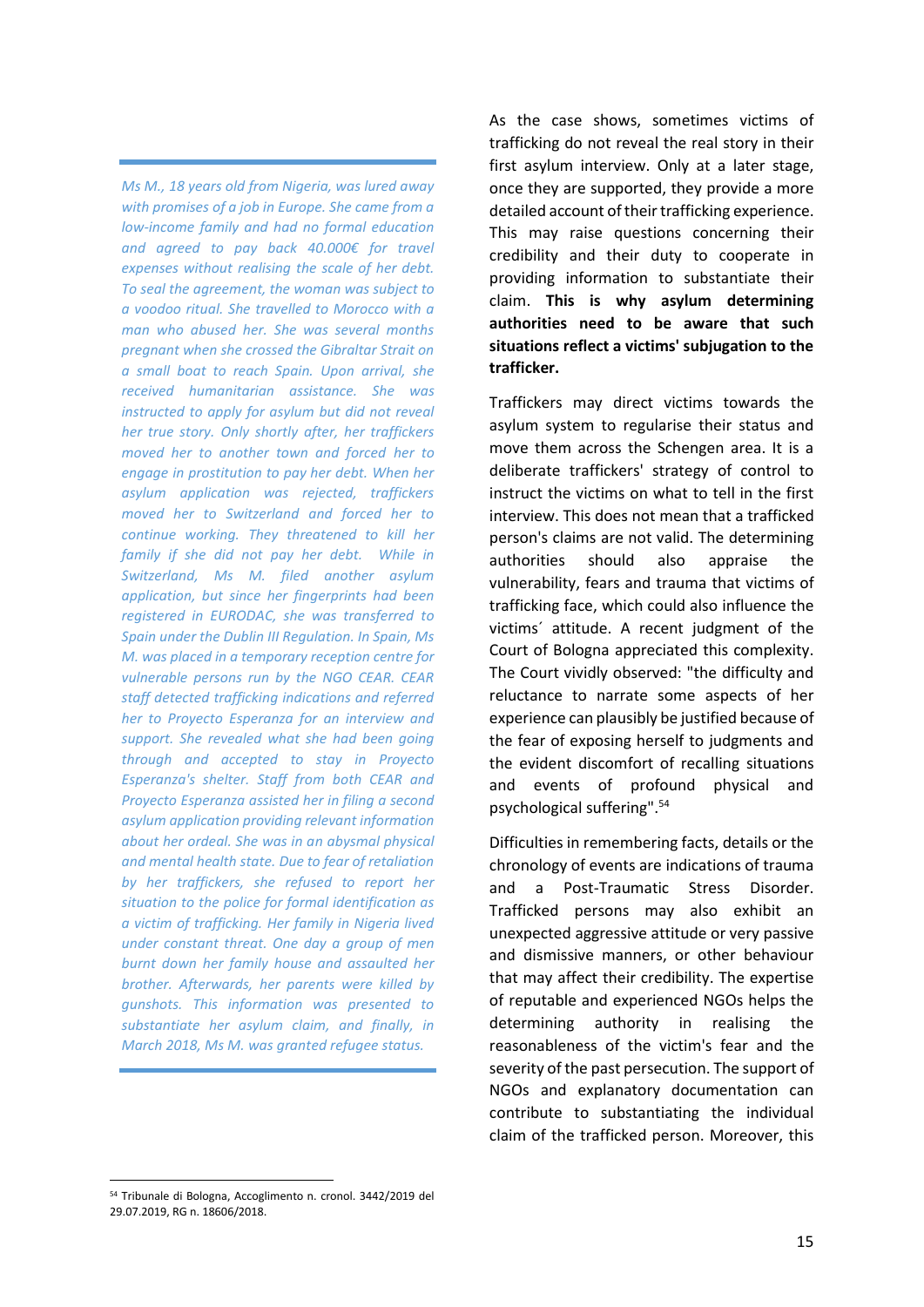*Ms M., 18 years old from Nigeria, was lured away with promises of a job in Europe. She came from a low-income family and had no formal education and agreed to pay back 40.000€ for travel expenses without realising the scale of her debt. To seal the agreement, the woman was subject to a voodoo ritual. She travelled to Morocco with a man who abused her. She was several months pregnant when she crossed the Gibraltar Strait on a small boat to reach Spain. Upon arrival, she received humanitarian assistance. She was instructed to apply for asylum but did not reveal her true story. Only shortly after, her traffickers moved her to another town and forced her to engage in prostitution to pay her debt. When her asylum application was rejected, traffickers moved her to Switzerland and forced her to continue working. They threatened to kill her family if she did not pay her debt. While in Switzerland, Ms M. filed another asylum application, but since her fingerprints had been registered in EURODAC, she was transferred to Spain under the Dublin III Regulation. In Spain, Ms M. was placed in a temporary reception centre for vulnerable persons run by the NGO CEAR. CEAR staff detected trafficking indications and referred her to Proyecto Esperanza for an interview and support. She revealed what she had been going through and accepted to stay in Proyecto Esperanza's shelter. Staff from both CEAR and Proyecto Esperanza assisted her in filing a second asylum application providing relevant information about her ordeal. She was in an abysmal physical and mental health state. Due to fear of retaliation by her traffickers, she refused to report her situation to the police for formal identification as a victim of trafficking. Her family in Nigeria lived under constant threat. One day a group of men burnt down her family house and assaulted her brother. Afterwards, her parents were killed by gunshots. This information was presented to substantiate her asylum claim, and finally, in March 2018, Ms M. was granted refugee status.*

As the case shows, sometimes victims of trafficking do not reveal the real story in their first asylum interview. Only at a later stage, once they are supported, they provide a more detailed account of their trafficking experience. This may raise questions concerning their credibility and their duty to cooperate in providing information to substantiate their claim. **This is why asylum determining authorities need to be aware that such situations reflect a victims' subjugation to the trafficker.**

Traffickers may direct victims towards the asylum system to regularise their status and move them across the Schengen area. It is a deliberate traffickers' strategy of control to instruct the victims on what to tell in the first interview. This does not mean that a trafficked person's claims are not valid. The determining authorities should also appraise the vulnerability, fears and trauma that victims of trafficking face, which could also influence the victims´ attitude. A recent judgment of the Court of Bologna appreciated this complexity. The Court vividly observed: "the difficulty and reluctance to narrate some aspects of her experience can plausibly be justified because of the fear of exposing herself to judgments and the evident discomfort of recalling situations and events of profound physical and psychological suffering".[54]

Difficulties in remembering facts, details or the chronology of events are indications of trauma and a Post-Traumatic Stress Disorder. Trafficked persons may also exhibit an unexpected aggressive attitude or very passive and dismissive manners, or other behaviour that may affect their credibility. The expertise of reputable and experienced NGOs helps the determining authority in realising the reasonableness of the victim's fear and the severity of the past persecution. The support of NGOs and explanatory documentation can contribute to substantiating the individual claim of the trafficked person. Moreover, this

[54] Tribunale di Bologna, Accoglimento n. cronol. 3442/2019 del 29.07.2019, RG n. 18606/2018.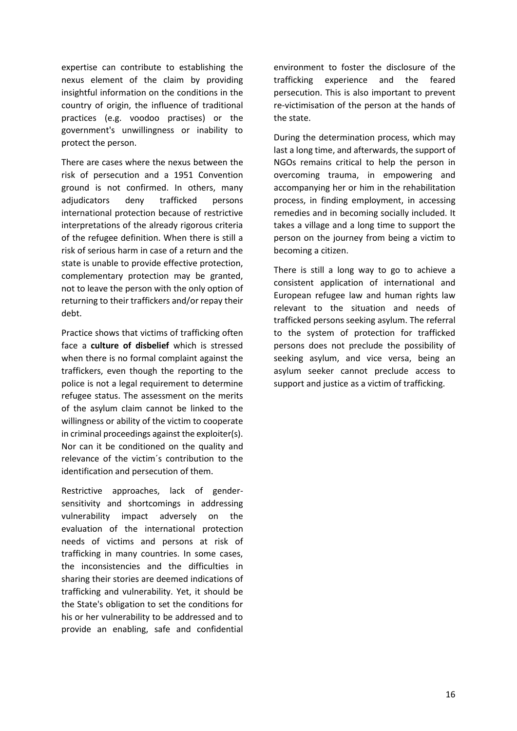expertise can contribute to establishing the nexus element of the claim by providing insightful information on the conditions in the country of origin, the influence of traditional practices (e.g. voodoo practises) or the government's unwillingness or inability to protect the person.

There are cases where the nexus between the risk of persecution and a 1951 Convention ground is not confirmed. In others, many adjudicators deny trafficked persons international protection because of restrictive interpretations of the already rigorous criteria of the refugee definition. When there is still a risk of serious harm in case of a return and the state is unable to provide effective protection, complementary protection may be granted, not to leave the person with the only option of returning to their traffickers and/or repay their debt.

Practice shows that victims of trafficking often face a **culture of disbelief** which is stressed when there is no formal complaint against the traffickers, even though the reporting to the police is not a legal requirement to determine refugee status. The assessment on the merits of the asylum claim cannot be linked to the willingness or ability of the victim to cooperate in criminal proceedings against the exploiter(s). Nor can it be conditioned on the quality and relevance of the victim´s contribution to the identification and persecution of them.

Restrictive approaches, lack of gender-sensitivity and shortcomings in addressing vulnerability impact adversely on the evaluation of the international protection needs of victims and persons at risk of trafficking in many countries. In some cases, the inconsistencies and the difficulties in sharing their stories are deemed indications of trafficking and vulnerability. Yet, it should be the State's obligation to set the conditions for his or her vulnerability to be addressed and to provide an enabling, safe and confidential environment to foster the disclosure of the trafficking experience and the feared persecution. This is also important to prevent re-victimisation of the person at the hands of the state.

During the determination process, which may last a long time, and afterwards, the support of NGOs remains critical to help the person in overcoming trauma, in empowering and accompanying her or him in the rehabilitation process, in finding employment, in accessing remedies and in becoming socially included. It takes a village and a long time to support the person on the journey from being a victim to becoming a citizen.

There is still a long way to go to achieve a consistent application of international and European refugee law and human rights law relevant to the situation and needs of trafficked persons seeking asylum. The referral to the system of protection for trafficked persons does not preclude the possibility of seeking asylum, and vice versa, being an asylum seeker cannot preclude access to support and justice as a victim of trafficking.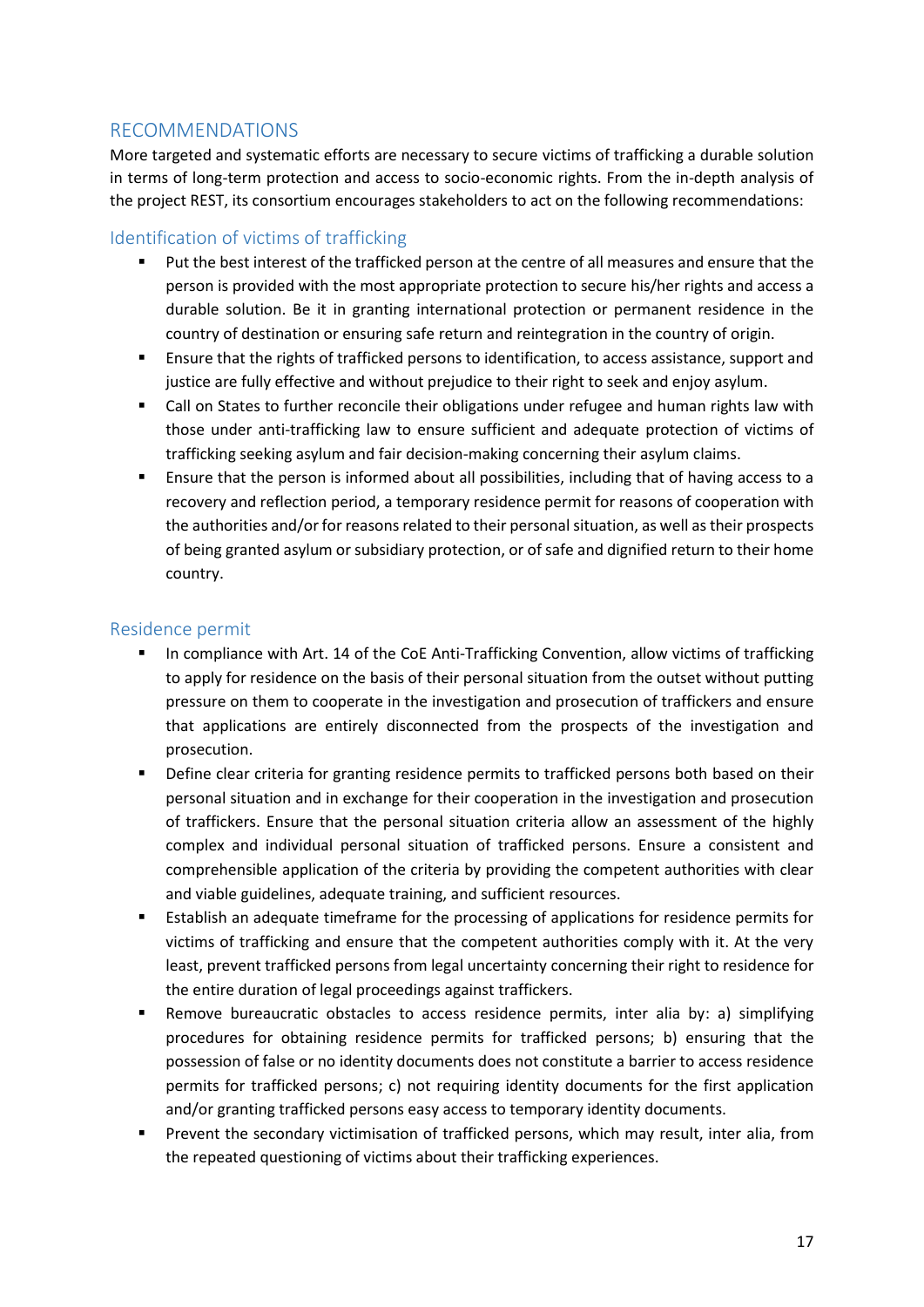## RECOMMENDATIONS

More targeted and systematic efforts are necessary to secure victims of trafficking a durable solution in terms of long-term protection and access to socio-economic rights. From the in-depth analysis of the project REST, its consortium encourages stakeholders to act on the following recommendations:

### Identification of victims of trafficking

- Put the best interest of the trafficked person at the centre of all measures and ensure that the person is provided with the most appropriate protection to secure his/her rights and access a durable solution. Be it in granting international protection or permanent residence in the country of destination or ensuring safe return and reintegration in the country of origin.
- Ensure that the rights of trafficked persons to identification, to access assistance, support and justice are fully effective and without prejudice to their right to seek and enjoy asylum.
- Call on States to further reconcile their obligations under refugee and human rights law with those under anti-trafficking law to ensure sufficient and adequate protection of victims of trafficking seeking asylum and fair decision-making concerning their asylum claims.
- Ensure that the person is informed about all possibilities, including that of having access to a recovery and reflection period, a temporary residence permit for reasons of cooperation with the authorities and/or for reasons related to their personal situation, as well as their prospects of being granted asylum or subsidiary protection, or of safe and dignified return to their home country.

### Residence permit

- In compliance with Art. 14 of the CoE Anti-Trafficking Convention, allow victims of trafficking to apply for residence on the basis of their personal situation from the outset without putting pressure on them to cooperate in the investigation and prosecution of traffickers and ensure that applications are entirely disconnected from the prospects of the investigation and prosecution.
- Define clear criteria for granting residence permits to trafficked persons both based on their personal situation and in exchange for their cooperation in the investigation and prosecution of traffickers. Ensure that the personal situation criteria allow an assessment of the highly complex and individual personal situation of trafficked persons. Ensure a consistent and comprehensible application of the criteria by providing the competent authorities with clear and viable guidelines, adequate training, and sufficient resources.
- Establish an adequate timeframe for the processing of applications for residence permits for victims of trafficking and ensure that the competent authorities comply with it. At the very least, prevent trafficked persons from legal uncertainty concerning their right to residence for the entire duration of legal proceedings against traffickers.
- Remove bureaucratic obstacles to access residence permits, inter alia by: a) simplifying procedures for obtaining residence permits for trafficked persons; b) ensuring that the possession of false or no identity documents does not constitute a barrier to access residence permits for trafficked persons; c) not requiring identity documents for the first application and/or granting trafficked persons easy access to temporary identity documents.
- Prevent the secondary victimisation of trafficked persons, which may result, inter alia, from the repeated questioning of victims about their trafficking experiences.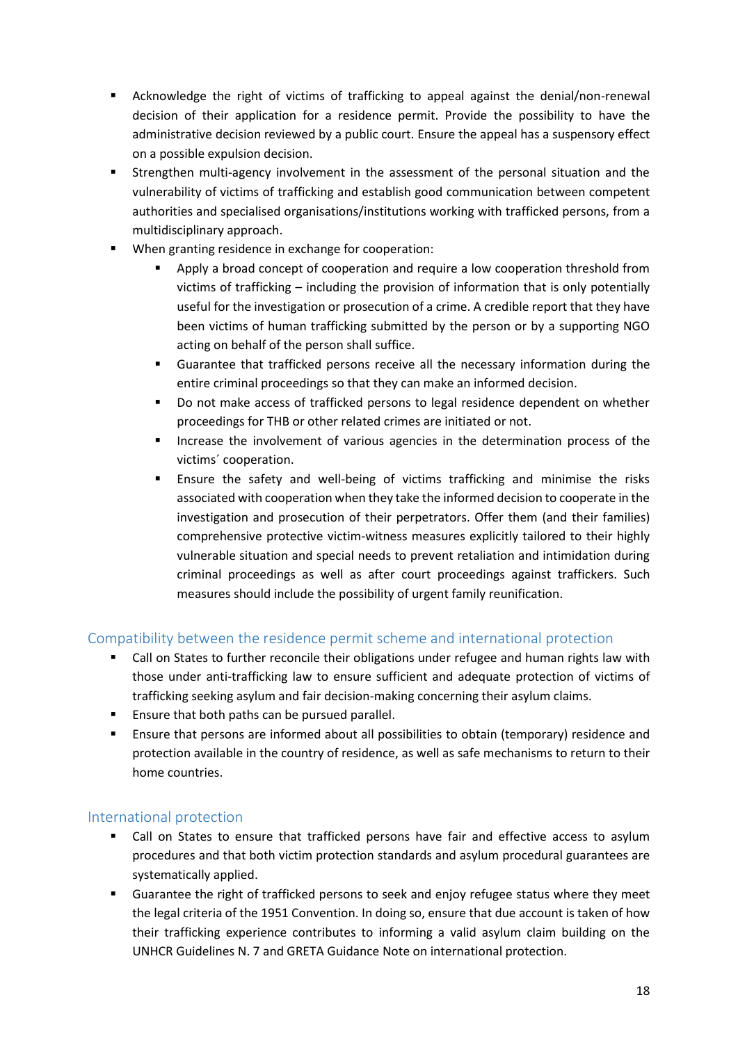- Acknowledge the right of victims of trafficking to appeal against the denial/non-renewal decision of their application for a residence permit. Provide the possibility to have the administrative decision reviewed by a public court. Ensure the appeal has a suspensory effect on a possible expulsion decision.
- Strengthen multi-agency involvement in the assessment of the personal situation and the vulnerability of victims of trafficking and establish good communication between competent authorities and specialised organisations/institutions working with trafficked persons, from a multidisciplinary approach.
- When granting residence in exchange for cooperation:
  - Apply a broad concept of cooperation and require a low cooperation threshold from victims of trafficking – including the provision of information that is only potentially useful for the investigation or prosecution of a crime. A credible report that they have been victims of human trafficking submitted by the person or by a supporting NGO acting on behalf of the person shall suffice.
  - Guarantee that trafficked persons receive all the necessary information during the entire criminal proceedings so that they can make an informed decision.
  - Do not make access of trafficked persons to legal residence dependent on whether proceedings for THB or other related crimes are initiated or not.
  - Increase the involvement of various agencies in the determination process of the victims´ cooperation.
  - Ensure the safety and well-being of victims trafficking and minimise the risks associated with cooperation when they take the informed decision to cooperate in the investigation and prosecution of their perpetrators. Offer them (and their families) comprehensive protective victim-witness measures explicitly tailored to their highly vulnerable situation and special needs to prevent retaliation and intimidation during criminal proceedings as well as after court proceedings against traffickers. Such measures should include the possibility of urgent family reunification.

## Compatibility between the residence permit scheme and international protection

- Call on States to further reconcile their obligations under refugee and human rights law with those under anti-trafficking law to ensure sufficient and adequate protection of victims of trafficking seeking asylum and fair decision-making concerning their asylum claims.
- Ensure that both paths can be pursued parallel.
- Ensure that persons are informed about all possibilities to obtain (temporary) residence and protection available in the country of residence, as well as safe mechanisms to return to their home countries.

## International protection

- Call on States to ensure that trafficked persons have fair and effective access to asylum procedures and that both victim protection standards and asylum procedural guarantees are systematically applied.
- Guarantee the right of trafficked persons to seek and enjoy refugee status where they meet the legal criteria of the 1951 Convention. In doing so, ensure that due account is taken of how their trafficking experience contributes to informing a valid asylum claim building on the UNHCR Guidelines N. 7 and GRETA Guidance Note on international protection.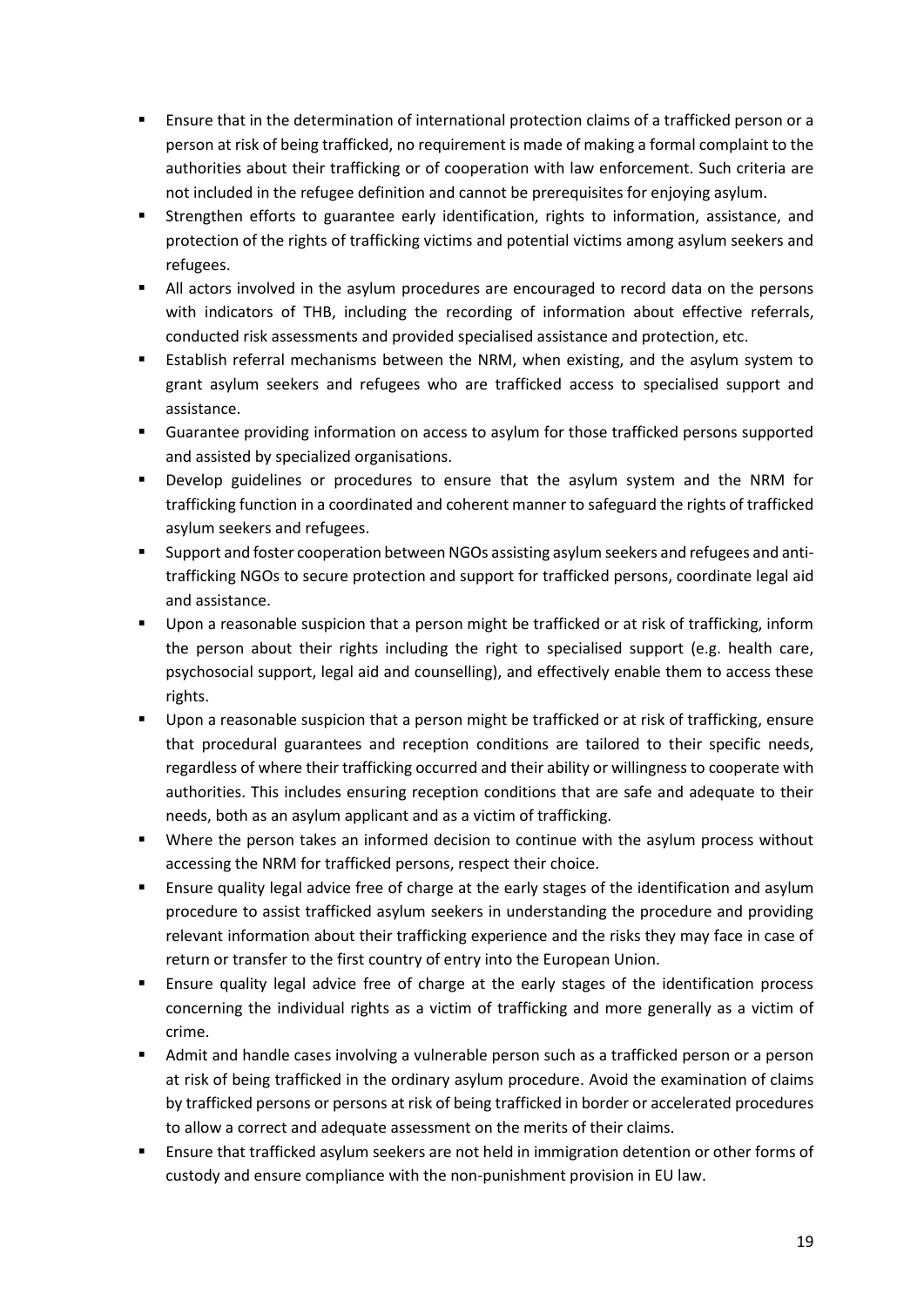- Ensure that in the determination of international protection claims of a trafficked person or a person at risk of being trafficked, no requirement is made of making a formal complaint to the authorities about their trafficking or of cooperation with law enforcement. Such criteria are not included in the refugee definition and cannot be prerequisites for enjoying asylum.
- Strengthen efforts to guarantee early identification, rights to information, assistance, and protection of the rights of trafficking victims and potential victims among asylum seekers and refugees.
- All actors involved in the asylum procedures are encouraged to record data on the persons with indicators of THB, including the recording of information about effective referrals, conducted risk assessments and provided specialised assistance and protection, etc.
- Establish referral mechanisms between the NRM, when existing, and the asylum system to grant asylum seekers and refugees who are trafficked access to specialised support and assistance.
- Guarantee providing information on access to asylum for those trafficked persons supported and assisted by specialized organisations.
- Develop guidelines or procedures to ensure that the asylum system and the NRM for trafficking function in a coordinated and coherent manner to safeguard the rights of trafficked asylum seekers and refugees.
- Support and foster cooperation between NGOs assisting asylum seekers and refugees and anti-trafficking NGOs to secure protection and support for trafficked persons, coordinate legal aid and assistance.
- Upon a reasonable suspicion that a person might be trafficked or at risk of trafficking, inform the person about their rights including the right to specialised support (e.g. health care, psychosocial support, legal aid and counselling), and effectively enable them to access these rights.
- Upon a reasonable suspicion that a person might be trafficked or at risk of trafficking, ensure that procedural guarantees and reception conditions are tailored to their specific needs, regardless of where their trafficking occurred and their ability or willingness to cooperate with authorities. This includes ensuring reception conditions that are safe and adequate to their needs, both as an asylum applicant and as a victim of trafficking.
- Where the person takes an informed decision to continue with the asylum process without accessing the NRM for trafficked persons, respect their choice.
- Ensure quality legal advice free of charge at the early stages of the identification and asylum procedure to assist trafficked asylum seekers in understanding the procedure and providing relevant information about their trafficking experience and the risks they may face in case of return or transfer to the first country of entry into the European Union.
- Ensure quality legal advice free of charge at the early stages of the identification process concerning the individual rights as a victim of trafficking and more generally as a victim of crime.
- Admit and handle cases involving a vulnerable person such as a trafficked person or a person at risk of being trafficked in the ordinary asylum procedure. Avoid the examination of claims by trafficked persons or persons at risk of being trafficked in border or accelerated procedures to allow a correct and adequate assessment on the merits of their claims.
- Ensure that trafficked asylum seekers are not held in immigration detention or other forms of custody and ensure compliance with the non-punishment provision in EU law.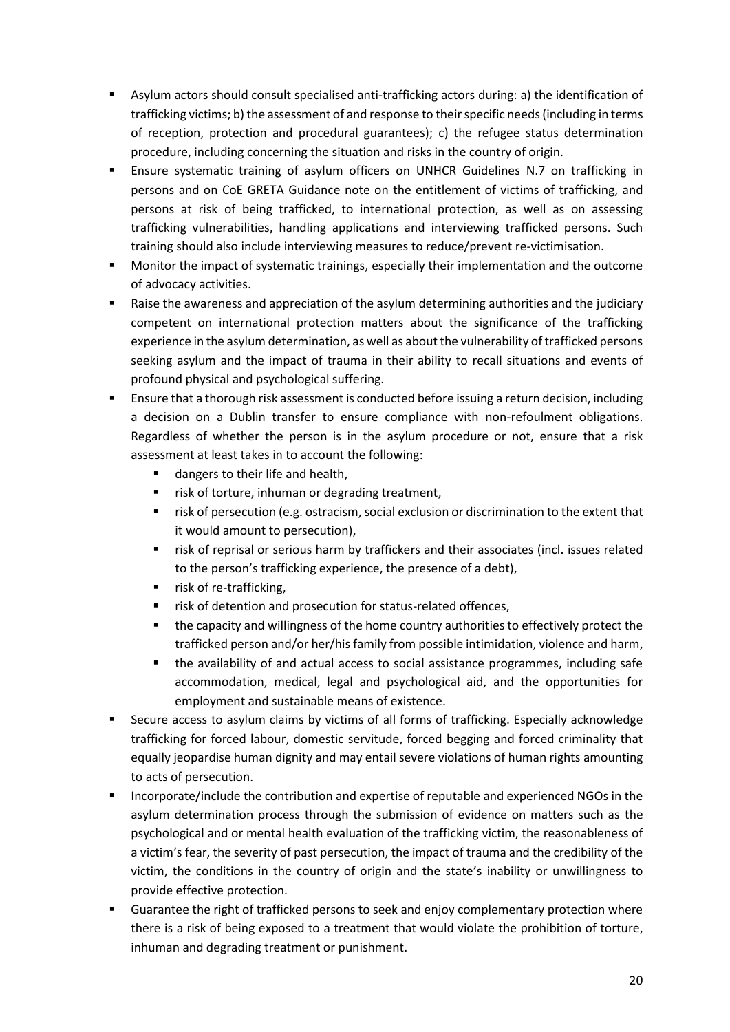- Asylum actors should consult specialised anti-trafficking actors during: a) the identification of trafficking victims; b) the assessment of and response to their specific needs (including in terms of reception, protection and procedural guarantees); c) the refugee status determination procedure, including concerning the situation and risks in the country of origin.
- Ensure systematic training of asylum officers on UNHCR Guidelines N.7 on trafficking in persons and on CoE GRETA Guidance note on the entitlement of victims of trafficking, and persons at risk of being trafficked, to international protection, as well as on assessing trafficking vulnerabilities, handling applications and interviewing trafficked persons. Such training should also include interviewing measures to reduce/prevent re-victimisation.
- Monitor the impact of systematic trainings, especially their implementation and the outcome of advocacy activities.
- Raise the awareness and appreciation of the asylum determining authorities and the judiciary competent on international protection matters about the significance of the trafficking experience in the asylum determination, as well as about the vulnerability of trafficked persons seeking asylum and the impact of trauma in their ability to recall situations and events of profound physical and psychological suffering.
- Ensure that a thorough risk assessment is conducted before issuing a return decision, including a decision on a Dublin transfer to ensure compliance with non-refoulment obligations. Regardless of whether the person is in the asylum procedure or not, ensure that a risk assessment at least takes in to account the following:
  - dangers to their life and health,
  - risk of torture, inhuman or degrading treatment,
  - risk of persecution (e.g. ostracism, social exclusion or discrimination to the extent that it would amount to persecution),
  - risk of reprisal or serious harm by traffickers and their associates (incl. issues related to the person's trafficking experience, the presence of a debt),
  - risk of re-trafficking,
  - risk of detention and prosecution for status-related offences,
  - the capacity and willingness of the home country authorities to effectively protect the trafficked person and/or her/his family from possible intimidation, violence and harm,
  - the availability of and actual access to social assistance programmes, including safe accommodation, medical, legal and psychological aid, and the opportunities for employment and sustainable means of existence.
- Secure access to asylum claims by victims of all forms of trafficking. Especially acknowledge trafficking for forced labour, domestic servitude, forced begging and forced criminality that equally jeopardise human dignity and may entail severe violations of human rights amounting to acts of persecution.
- Incorporate/include the contribution and expertise of reputable and experienced NGOs in the asylum determination process through the submission of evidence on matters such as the psychological and or mental health evaluation of the trafficking victim, the reasonableness of a victim's fear, the severity of past persecution, the impact of trauma and the credibility of the victim, the conditions in the country of origin and the state's inability or unwillingness to provide effective protection.
- Guarantee the right of trafficked persons to seek and enjoy complementary protection where there is a risk of being exposed to a treatment that would violate the prohibition of torture, inhuman and degrading treatment or punishment.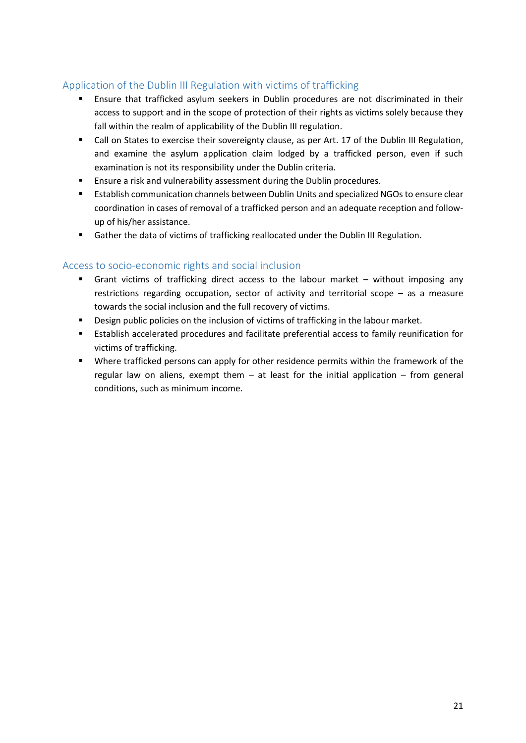## Application of the Dublin III Regulation with victims of trafficking

- Ensure that trafficked asylum seekers in Dublin procedures are not discriminated in their access to support and in the scope of protection of their rights as victims solely because they fall within the realm of applicability of the Dublin III regulation.
- Call on States to exercise their sovereignty clause, as per Art. 17 of the Dublin III Regulation, and examine the asylum application claim lodged by a trafficked person, even if such examination is not its responsibility under the Dublin criteria.
- Ensure a risk and vulnerability assessment during the Dublin procedures.
- Establish communication channels between Dublin Units and specialized NGOs to ensure clear coordination in cases of removal of a trafficked person and an adequate reception and follow-up of his/her assistance.
- Gather the data of victims of trafficking reallocated under the Dublin III Regulation.

## Access to socio-economic rights and social inclusion

- Grant victims of trafficking direct access to the labour market – without imposing any restrictions regarding occupation, sector of activity and territorial scope – as a measure towards the social inclusion and the full recovery of victims.
- Design public policies on the inclusion of victims of trafficking in the labour market.
- Establish accelerated procedures and facilitate preferential access to family reunification for victims of trafficking.
- Where trafficked persons can apply for other residence permits within the framework of the regular law on aliens, exempt them – at least for the initial application – from general conditions, such as minimum income.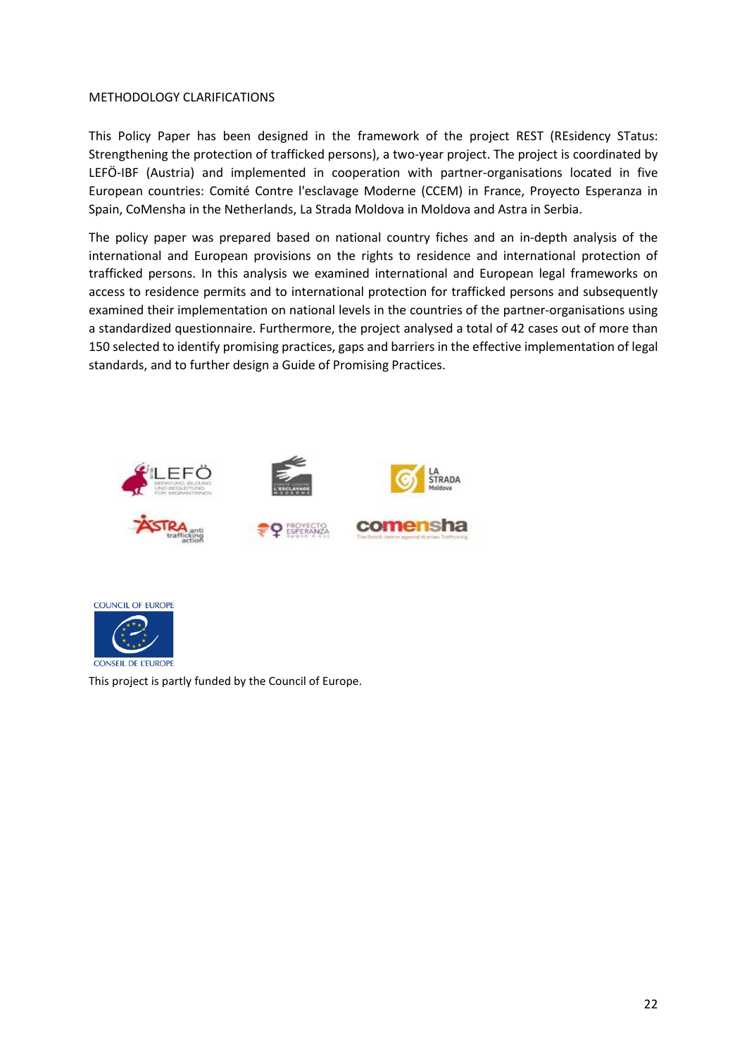METHODOLOGY CLARIFICATIONS

This Policy Paper has been designed in the framework of the project REST (REsidency STatus: Strengthening the protection of trafficked persons), a two-year project. The project is coordinated by LEFÖ-IBF (Austria) and implemented in cooperation with partner-organisations located in five European countries: Comité Contre l'esclavage Moderne (CCEM) in France, Proyecto Esperanza in Spain, CoMensha in the Netherlands, La Strada Moldova in Moldova and Astra in Serbia.

The policy paper was prepared based on national country fiches and an in-depth analysis of the international and European provisions on the rights to residence and international protection of trafficked persons. In this analysis we examined international and European legal frameworks on access to residence permits and to international protection for trafficked persons and subsequently examined their implementation on national levels in the countries of the partner-organisations using a standardized questionnaire. Furthermore, the project analysed a total of 42 cases out of more than 150 selected to identify promising practices, gaps and barriers in the effective implementation of legal standards, and to further design a Guide of Promising Practices.

This project is partly funded by the Council of Europe.